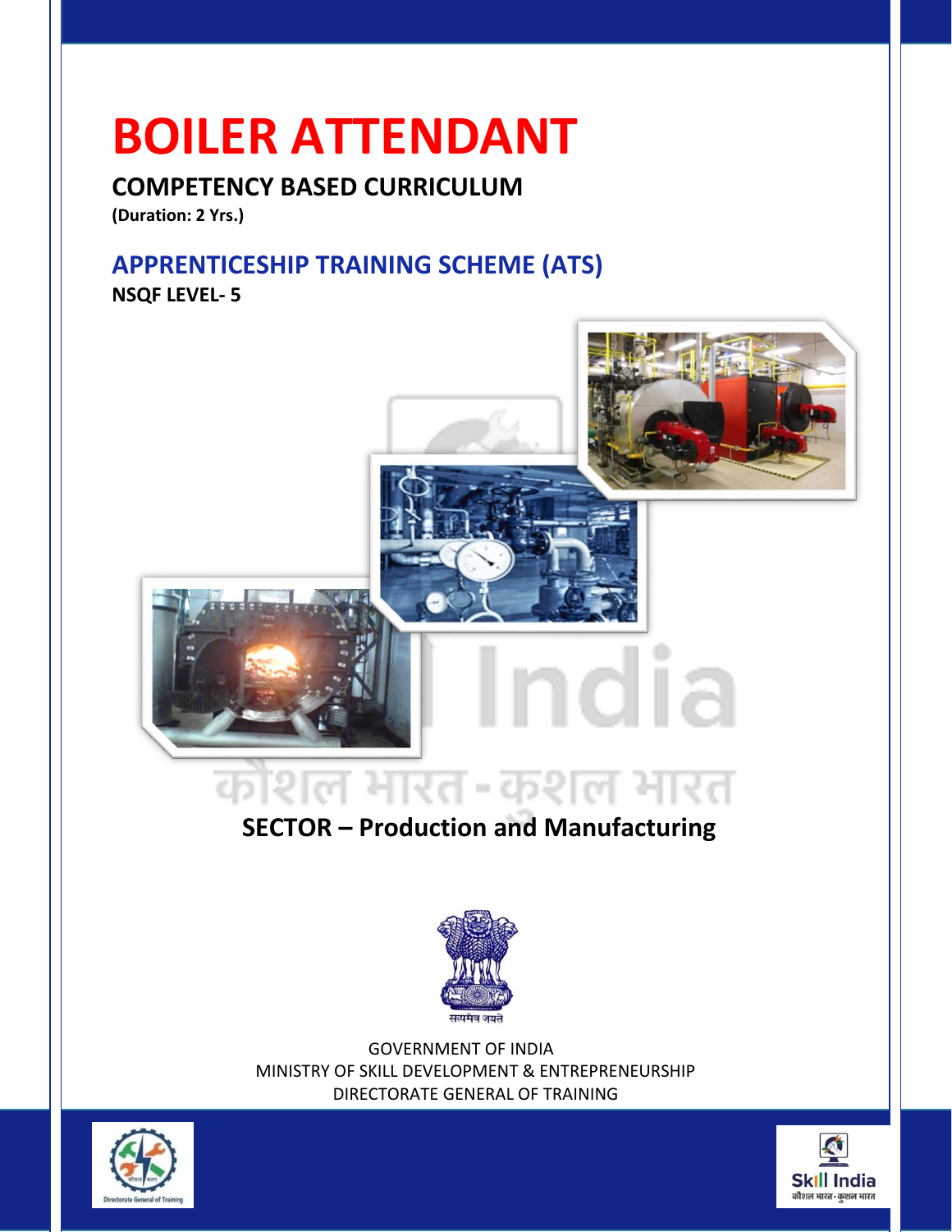# BOILER ATTENDANT

## COMPETENCY BASED CURRICULUM

**(Duration: 2 Yrs.)**

## APPRENTICESHIP TRAINING SCHEME (ATS)

**NSQF LEVEL- 5**

## SECTOR – Production and Manufacturing

GOVERNMENT OF INDIA
MINISTRY OF SKILL DEVELOPMENT & ENTREPRENEURSHIP
DIRECTORATE GENERAL OF TRAINING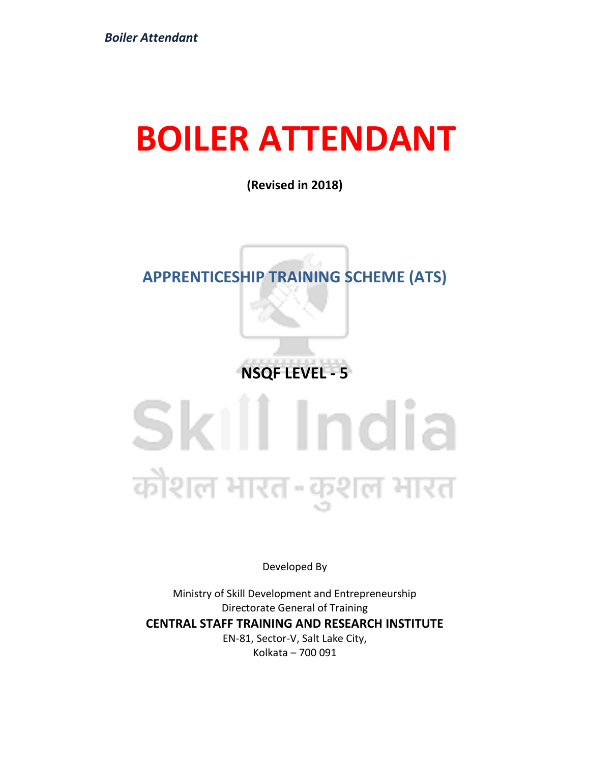# BOILER ATTENDANT

**(Revised in 2018)**

## APPRENTICESHIP TRAINING SCHEME (ATS)

**NSQF LEVEL - 5**

Developed By

Ministry of Skill Development and Entrepreneurship
Directorate General of Training
**CENTRAL STAFF TRAINING AND RESEARCH INSTITUTE**
EN-81, Sector-V, Salt Lake City,
Kolkata – 700 091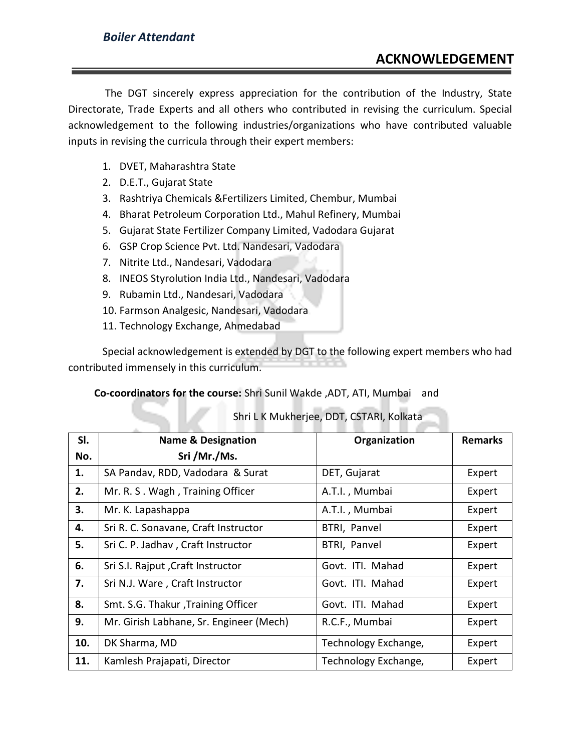# ACKNOWLEDGEMENT

The DGT sincerely express appreciation for the contribution of the Industry, State Directorate, Trade Experts and all others who contributed in revising the curriculum. Special acknowledgement to the following industries/organizations who have contributed valuable inputs in revising the curricula through their expert members:

1. DVET, Maharashtra State
2. D.E.T., Gujarat State
3. Rashtriya Chemicals &Fertilizers Limited, Chembur, Mumbai
4. Bharat Petroleum Corporation Ltd., Mahul Refinery, Mumbai
5. Gujarat State Fertilizer Company Limited, Vadodara Gujarat
6. GSP Crop Science Pvt. Ltd. Nandesari, Vadodara
7. Nitrite Ltd., Nandesari, Vadodara
8. INEOS Styrolution India Ltd., Nandesari, Vadodara
9. Rubamin Ltd., Nandesari, Vadodara
10. Farmson Analgesic, Nandesari, Vadodara
11. Technology Exchange, Ahmedabad

Special acknowledgement is extended by DGT to the following expert members who had contributed immensely in this curriculum.

**Co-coordinators for the course:** Shri Sunil Wakde ,ADT, ATI, Mumbai and

Shri L K Mukherjee, DDT, CSTARI, Kolkata

| Sl. No. | Name & Designation Sri /Mr./Ms. | Organization | Remarks |
|---|---|---|---|
| **1.** | SA Pandav, RDD, Vadodara & Surat | DET, Gujarat | Expert |
| **2.** | Mr. R. S . Wagh , Training Officer | A.T.I. , Mumbai | Expert |
| **3.** | Mr. K. Lapashappa | A.T.I. , Mumbai | Expert |
| **4.** | Sri R. C. Sonavane, Craft Instructor | BTRI, Panvel | Expert |
| **5.** | Sri C. P. Jadhav , Craft Instructor | BTRI, Panvel | Expert |
| **6.** | Sri S.I. Rajput ,Craft Instructor | Govt. ITI. Mahad | Expert |
| **7.** | Sri N.J. Ware , Craft Instructor | Govt. ITI. Mahad | Expert |
| **8.** | Smt. S.G. Thakur ,Training Officer | Govt. ITI. Mahad | Expert |
| **9.** | Mr. Girish Labhane, Sr. Engineer (Mech) | R.C.F., Mumbai | Expert |
| **10.** | DK Sharma, MD | Technology Exchange, | Expert |
| **11.** | Kamlesh Prajapati, Director | Technology Exchange, | Expert |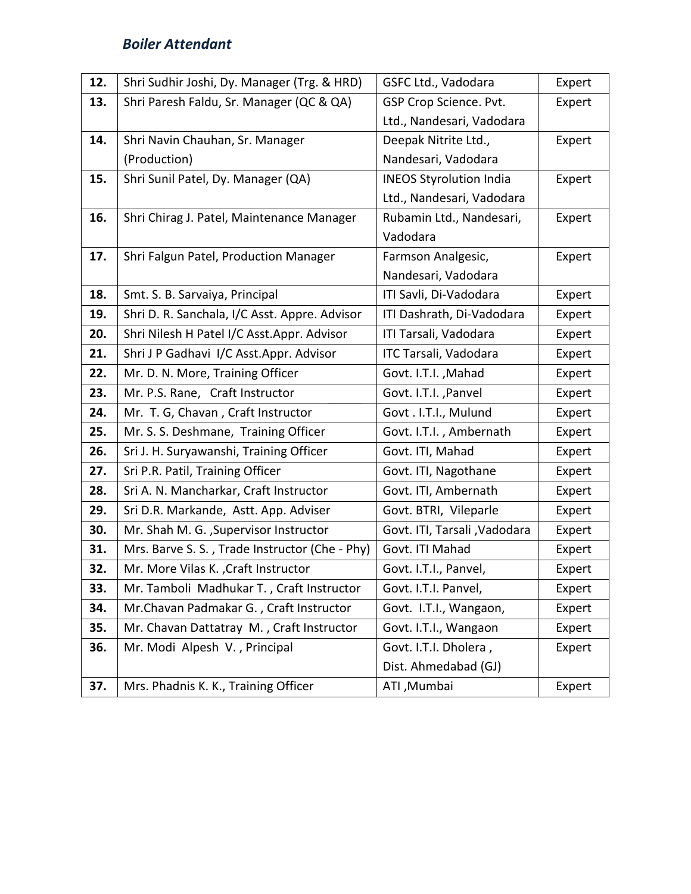*Boiler Attendant*

| | | | |
|---|---|---|---|
| **12.** | Shri Sudhir Joshi, Dy. Manager (Trg. & HRD) | GSFC Ltd., Vadodara | Expert |
| **13.** | Shri Paresh Faldu, Sr. Manager (QC & QA) | GSP Crop Science. Pvt. Ltd., Nandesari, Vadodara | Expert |
| **14.** | Shri Navin Chauhan, Sr. Manager (Production) | Deepak Nitrite Ltd., Nandesari, Vadodara | Expert |
| **15.** | Shri Sunil Patel, Dy. Manager (QA) | INEOS Styrolution India Ltd., Nandesari, Vadodara | Expert |
| **16.** | Shri Chirag J. Patel, Maintenance Manager | Rubamin Ltd., Nandesari, Vadodara | Expert |
| **17.** | Shri Falgun Patel, Production Manager | Farmson Analgesic, Nandesari, Vadodara | Expert |
| **18.** | Smt. S. B. Sarvaiya, Principal | ITI Savli, Di-Vadodara | Expert |
| **19.** | Shri D. R. Sanchala, I/C Asst. Appre. Advisor | ITI Dashrath, Di-Vadodara | Expert |
| **20.** | Shri Nilesh H Patel I/C Asst.Appr. Advisor | ITI Tarsali, Vadodara | Expert |
| **21.** | Shri J P Gadhavi I/C Asst.Appr. Advisor | ITC Tarsali, Vadodara | Expert |
| **22.** | Mr. D. N. More, Training Officer | Govt. I.T.I. ,Mahad | Expert |
| **23.** | Mr. P.S. Rane, Craft Instructor | Govt. I.T.I. ,Panvel | Expert |
| **24.** | Mr. T. G, Chavan , Craft Instructor | Govt . I.T.I., Mulund | Expert |
| **25.** | Mr. S. S. Deshmane, Training Officer | Govt. I.T.I. , Ambernath | Expert |
| **26.** | Sri J. H. Suryawanshi, Training Officer | Govt. ITI, Mahad | Expert |
| **27.** | Sri P.R. Patil, Training Officer | Govt. ITI, Nagothane | Expert |
| **28.** | Sri A. N. Mancharkar, Craft Instructor | Govt. ITI, Ambernath | Expert |
| **29.** | Sri D.R. Markande, Astt. App. Adviser | Govt. BTRI, Vileparle | Expert |
| **30.** | Mr. Shah M. G. ,Supervisor Instructor | Govt. ITI, Tarsali ,Vadodara | Expert |
| **31.** | Mrs. Barve S. S. , Trade Instructor (Che - Phy) | Govt. ITI Mahad | Expert |
| **32.** | Mr. More Vilas K. ,Craft Instructor | Govt. I.T.I., Panvel, | Expert |
| **33.** | Mr. Tamboli Madhukar T. , Craft Instructor | Govt. I.T.I. Panvel, | Expert |
| **34.** | Mr.Chavan Padmakar G. , Craft Instructor | Govt. I.T.I., Wangaon, | Expert |
| **35.** | Mr. Chavan Dattatray M. , Craft Instructor | Govt. I.T.I., Wangaon | Expert |
| **36.** | Mr. Modi Alpesh V. , Principal | Govt. I.T.I. Dholera , Dist. Ahmedabad (GJ) | Expert |
| **37.** | Mrs. Phadnis K. K., Training Officer | ATI ,Mumbai | Expert |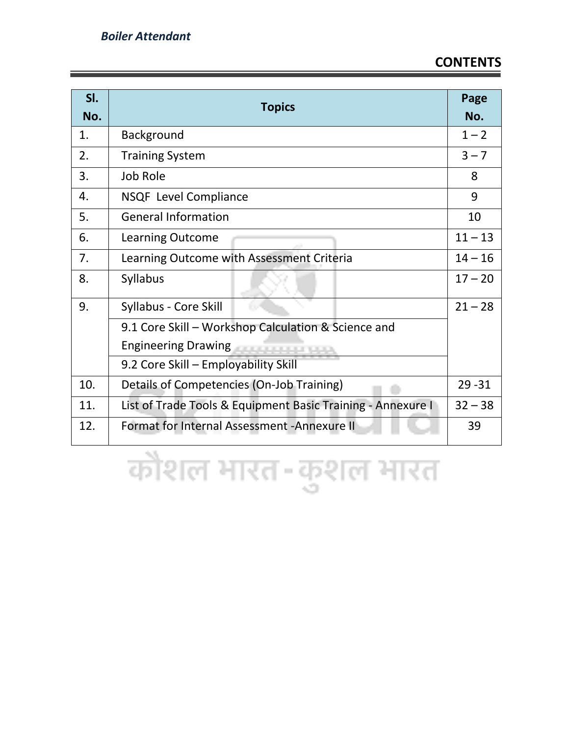## CONTENTS

| Sl. No. | Topics | Page No. |
|---|---|---|
| 1. | Background | 1 – 2 |
| 2. | Training System | 3 – 7 |
| 3. | Job Role | 8 |
| 4. | NSQF Level Compliance | 9 |
| 5. | General Information | 10 |
| 6. | Learning Outcome | 11 – 13 |
| 7. | Learning Outcome with Assessment Criteria | 14 – 16 |
| 8. | Syllabus | 17 – 20 |
| 9. | Syllabus - Core Skill | 21 – 28 |
| | 9.1 Core Skill – Workshop Calculation & Science and Engineering Drawing | |
| | 9.2 Core Skill – Employability Skill | |
| 10. | Details of Competencies (On-Job Training) | 29 -31 |
| 11. | List of Trade Tools & Equipment Basic Training - Annexure I | 32 – 38 |
| 12. | Format for Internal Assessment -Annexure II | 39 |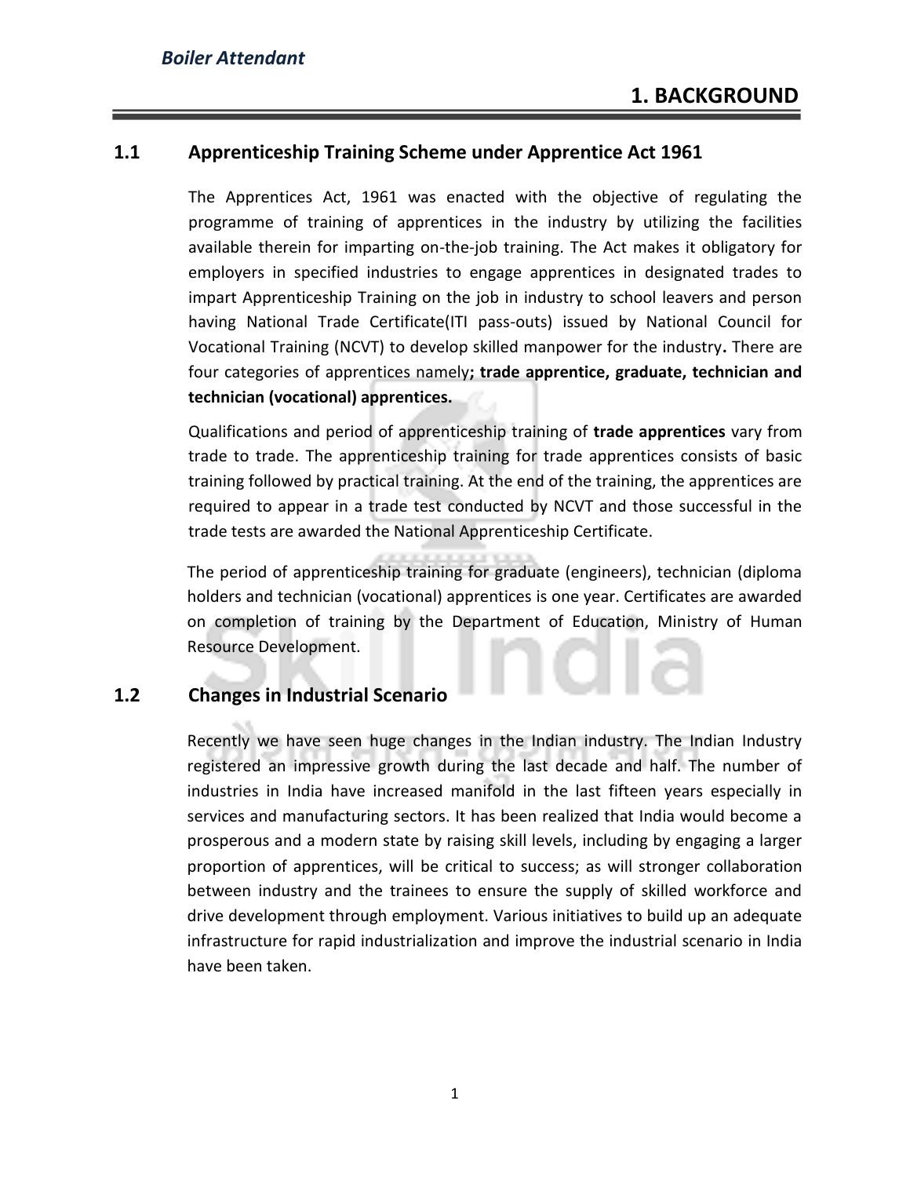# 1. BACKGROUND

## 1.1 Apprenticeship Training Scheme under Apprentice Act 1961

The Apprentices Act, 1961 was enacted with the objective of regulating the programme of training of apprentices in the industry by utilizing the facilities available therein for imparting on-the-job training. The Act makes it obligatory for employers in specified industries to engage apprentices in designated trades to impart Apprenticeship Training on the job in industry to school leavers and person having National Trade Certificate(ITI pass-outs) issued by National Council for Vocational Training (NCVT) to develop skilled manpower for the industry**.** There are four categories of apprentices namely**; trade apprentice, graduate, technician and technician (vocational) apprentices.**

Qualifications and period of apprenticeship training of **trade apprentices** vary from trade to trade. The apprenticeship training for trade apprentices consists of basic training followed by practical training. At the end of the training, the apprentices are required to appear in a trade test conducted by NCVT and those successful in the trade tests are awarded the National Apprenticeship Certificate.

The period of apprenticeship training for graduate (engineers), technician (diploma holders and technician (vocational) apprentices is one year. Certificates are awarded on completion of training by the Department of Education, Ministry of Human Resource Development.

## 1.2 Changes in Industrial Scenario

Recently we have seen huge changes in the Indian industry. The Indian Industry registered an impressive growth during the last decade and half. The number of industries in India have increased manifold in the last fifteen years especially in services and manufacturing sectors. It has been realized that India would become a prosperous and a modern state by raising skill levels, including by engaging a larger proportion of apprentices, will be critical to success; as will stronger collaboration between industry and the trainees to ensure the supply of skilled workforce and drive development through employment. Various initiatives to build up an adequate infrastructure for rapid industrialization and improve the industrial scenario in India have been taken.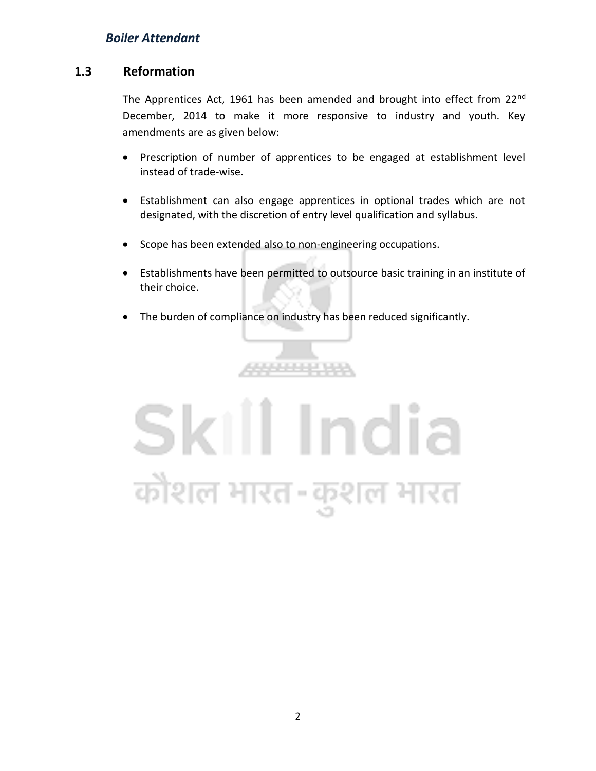## 1.3 Reformation

The Apprentices Act, 1961 has been amended and brought into effect from 22nd December, 2014 to make it more responsive to industry and youth. Key amendments are as given below:

- Prescription of number of apprentices to be engaged at establishment level instead of trade-wise.
- Establishment can also engage apprentices in optional trades which are not designated, with the discretion of entry level qualification and syllabus.
- Scope has been extended also to non-engineering occupations.
- Establishments have been permitted to outsource basic training in an institute of their choice.
- The burden of compliance on industry has been reduced significantly.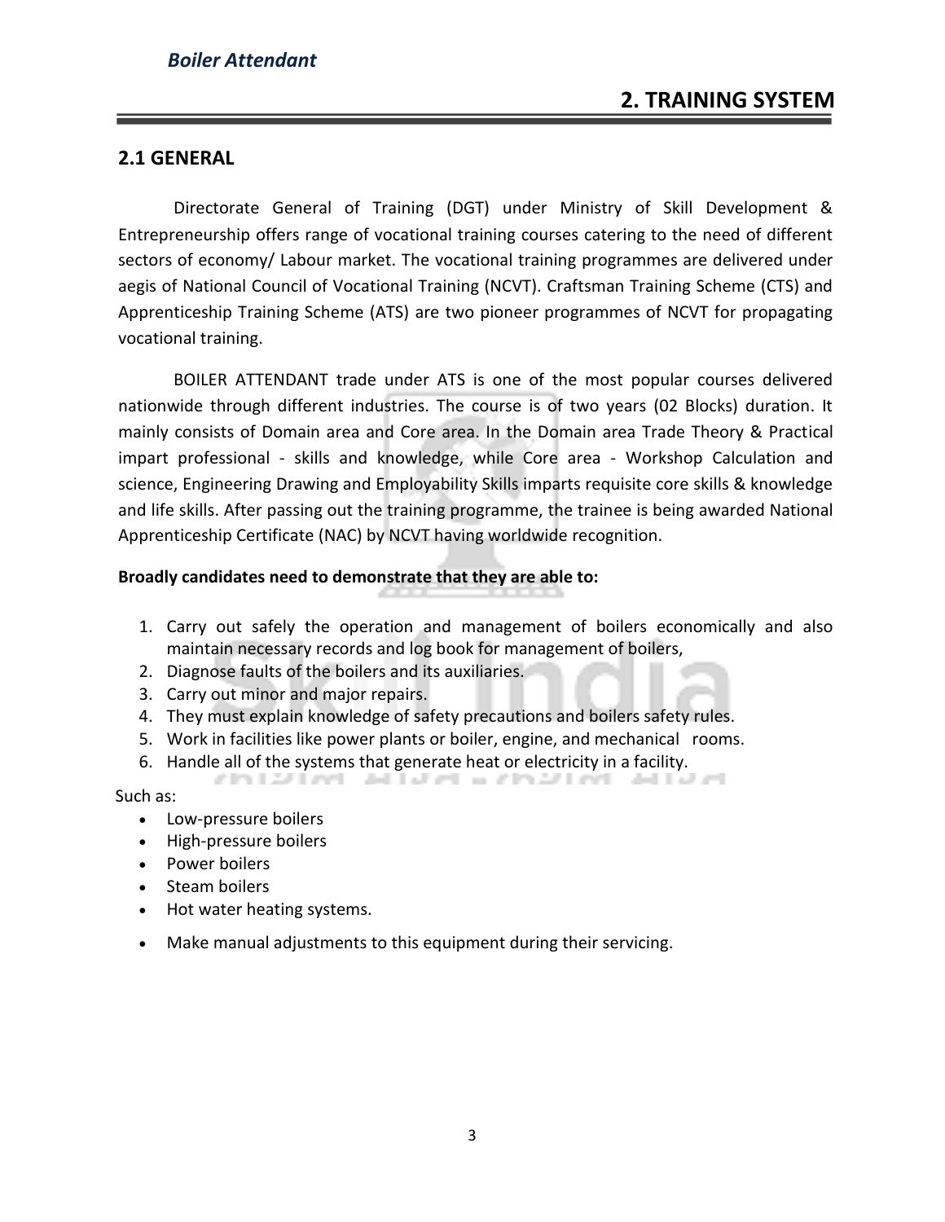# 2. TRAINING SYSTEM

## 2.1 GENERAL

Directorate General of Training (DGT) under Ministry of Skill Development & Entrepreneurship offers range of vocational training courses catering to the need of different sectors of economy/ Labour market. The vocational training programmes are delivered under aegis of National Council of Vocational Training (NCVT). Craftsman Training Scheme (CTS) and Apprenticeship Training Scheme (ATS) are two pioneer programmes of NCVT for propagating vocational training.

BOILER ATTENDANT trade under ATS is one of the most popular courses delivered nationwide through different industries. The course is of two years (02 Blocks) duration. It mainly consists of Domain area and Core area. In the Domain area Trade Theory & Practical impart professional - skills and knowledge, while Core area - Workshop Calculation and science, Engineering Drawing and Employability Skills imparts requisite core skills & knowledge and life skills. After passing out the training programme, the trainee is being awarded National Apprenticeship Certificate (NAC) by NCVT having worldwide recognition.

**Broadly candidates need to demonstrate that they are able to:**

1. Carry out safely the operation and management of boilers economically and also maintain necessary records and log book for management of boilers,
2. Diagnose faults of the boilers and its auxiliaries.
3. Carry out minor and major repairs.
4. They must explain knowledge of safety precautions and boilers safety rules.
5. Work in facilities like power plants or boiler, engine, and mechanical rooms.
6. Handle all of the systems that generate heat or electricity in a facility.

Such as:

- Low-pressure boilers
- High-pressure boilers
- Power boilers
- Steam boilers
- Hot water heating systems.

- Make manual adjustments to this equipment during their servicing.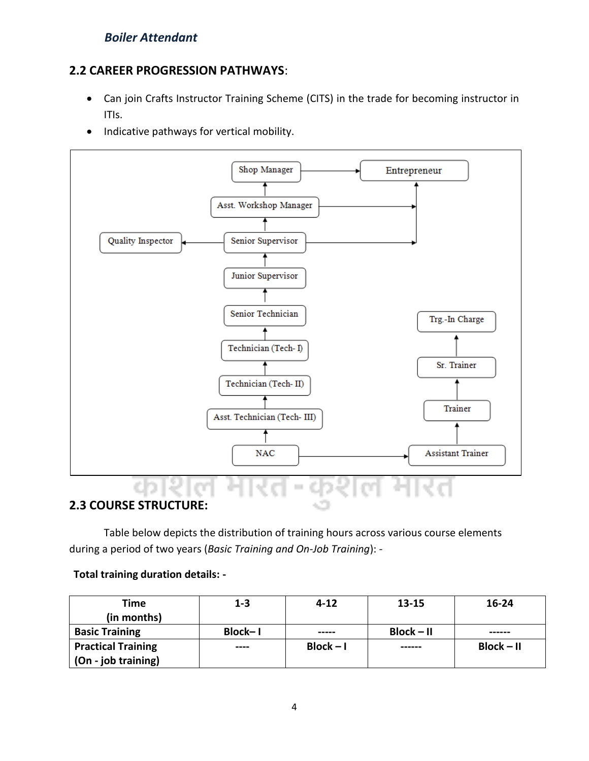## 2.2 CAREER PROGRESSION PATHWAYS:

- Can join Crafts Instructor Training Scheme (CITS) in the trade for becoming instructor in ITIs.
- Indicative pathways for vertical mobility.

- NAC → Asst. Technician (Tech- III) → Technician (Tech- II) → Technician (Tech- I) → Senior Technician → Junior Supervisor → Senior Supervisor → Asst. Workshop Manager → Shop Manager → Entrepreneur
- Senior Supervisor → Quality Inspector
- Senior Supervisor → Entrepreneur
- Asst. Workshop Manager → Entrepreneur
- NAC → Assistant Trainer → Trainer → Sr. Trainer → Trg.-In Charge

## 2.3 COURSE STRUCTURE:

Table below depicts the distribution of training hours across various course elements during a period of two years (*Basic Training and On-Job Training*): -

**Total training duration details: -**

| Time (in months) | 1-3 | 4-12 | 13-15 | 16-24 |
|---|---|---|---|---|
| **Basic Training** | **Block– I** | ----- | **Block – II** | ------ |
| **Practical Training (On - job training)** | ---- | **Block – I** | ------ | **Block – II** |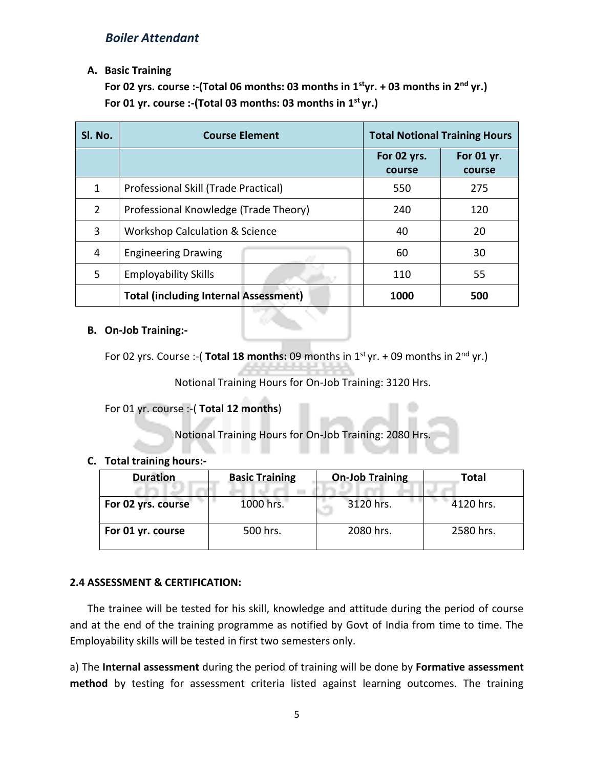*Boiler Attendant*

**A. Basic Training**

**For 02 yrs. course :-(Total 06 months: 03 months in 1st yr. + 03 months in 2nd yr.)**
**For 01 yr. course :-(Total 03 months: 03 months in 1st yr.)**

| Sl. No. | Course Element | Total Notional Training Hours | |
|---|---|---|---|
| | | For 02 yrs. course | For 01 yr. course |
| 1 | Professional Skill (Trade Practical) | 550 | 275 |
| 2 | Professional Knowledge (Trade Theory) | 240 | 120 |
| 3 | Workshop Calculation & Science | 40 | 20 |
| 4 | Engineering Drawing | 60 | 30 |
| 5 | Employability Skills | 110 | 55 |
| | **Total (including Internal Assessment)** | **1000** | **500** |

**B. On-Job Training:-**

For 02 yrs. Course :-( **Total 18 months:** 09 months in 1st yr. + 09 months in 2nd yr.)

Notional Training Hours for On-Job Training: 3120 Hrs.

For 01 yr. course :-( **Total 12 months**)

Notional Training Hours for On-Job Training: 2080 Hrs.

**C. Total training hours:-**

| Duration | Basic Training | On-Job Training | Total |
|---|---|---|---|
| **For 02 yrs. course** | 1000 hrs. | 3120 hrs. | 4120 hrs. |
| **For 01 yr. course** | 500 hrs. | 2080 hrs. | 2580 hrs. |

**2.4 ASSESSMENT & CERTIFICATION:**

The trainee will be tested for his skill, knowledge and attitude during the period of course and at the end of the training programme as notified by Govt of India from time to time. The Employability skills will be tested in first two semesters only.

a) The **Internal assessment** during the period of training will be done by **Formative assessment method** by testing for assessment criteria listed against learning outcomes. The training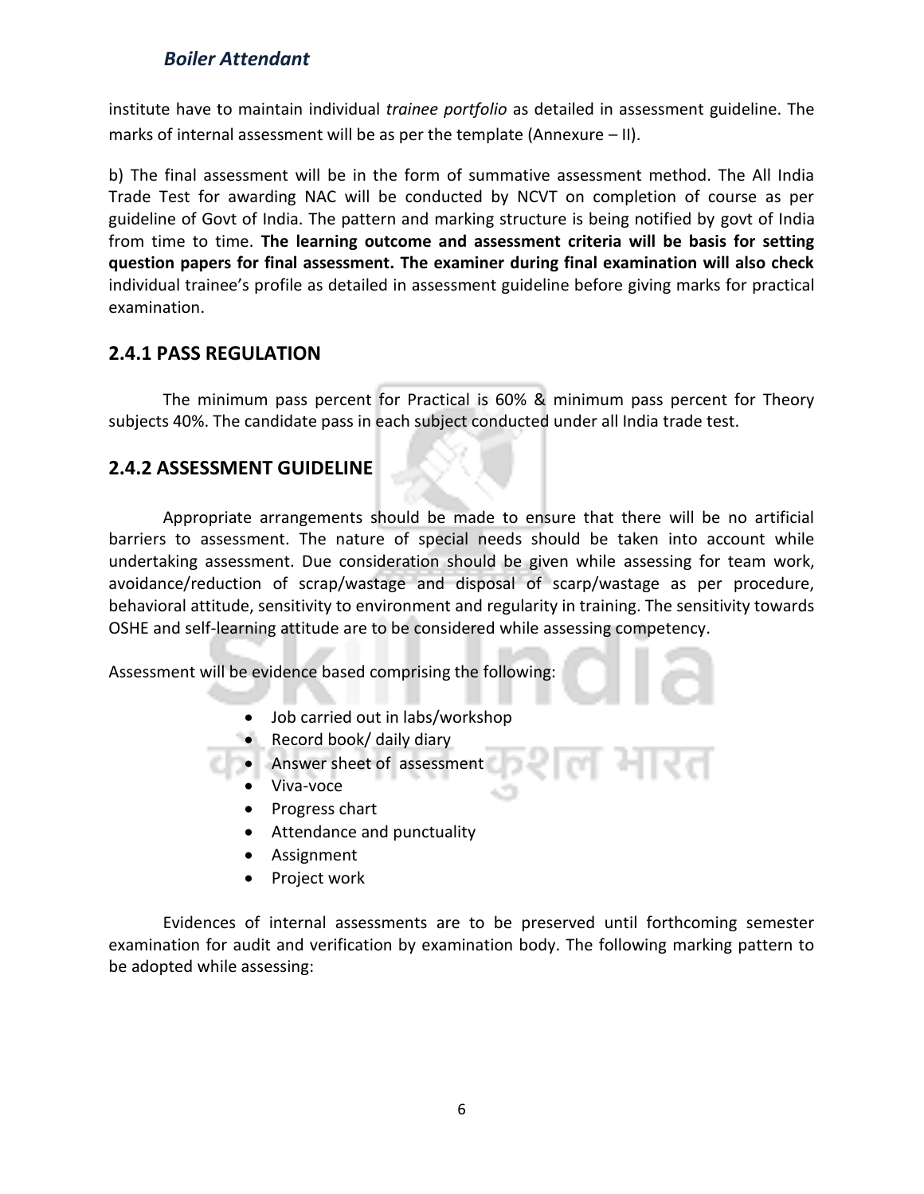institute have to maintain individual *trainee portfolio* as detailed in assessment guideline. The marks of internal assessment will be as per the template (Annexure – II).

b) The final assessment will be in the form of summative assessment method. The All India Trade Test for awarding NAC will be conducted by NCVT on completion of course as per guideline of Govt of India. The pattern and marking structure is being notified by govt of India from time to time. **The learning outcome and assessment criteria will be basis for setting question papers for final assessment. The examiner during final examination will also check** individual trainee's profile as detailed in assessment guideline before giving marks for practical examination.

## 2.4.1 PASS REGULATION

The minimum pass percent for Practical is 60% & minimum pass percent for Theory subjects 40%. The candidate pass in each subject conducted under all India trade test.

## 2.4.2 ASSESSMENT GUIDELINE

Appropriate arrangements should be made to ensure that there will be no artificial barriers to assessment. The nature of special needs should be taken into account while undertaking assessment. Due consideration should be given while assessing for team work, avoidance/reduction of scrap/wastage and disposal of scarp/wastage as per procedure, behavioral attitude, sensitivity to environment and regularity in training. The sensitivity towards OSHE and self-learning attitude are to be considered while assessing competency.

Assessment will be evidence based comprising the following:

- Job carried out in labs/workshop
- Record book/ daily diary
- Answer sheet of assessment
- Viva-voce
- Progress chart
- Attendance and punctuality
- Assignment
- Project work

Evidences of internal assessments are to be preserved until forthcoming semester examination for audit and verification by examination body. The following marking pattern to be adopted while assessing: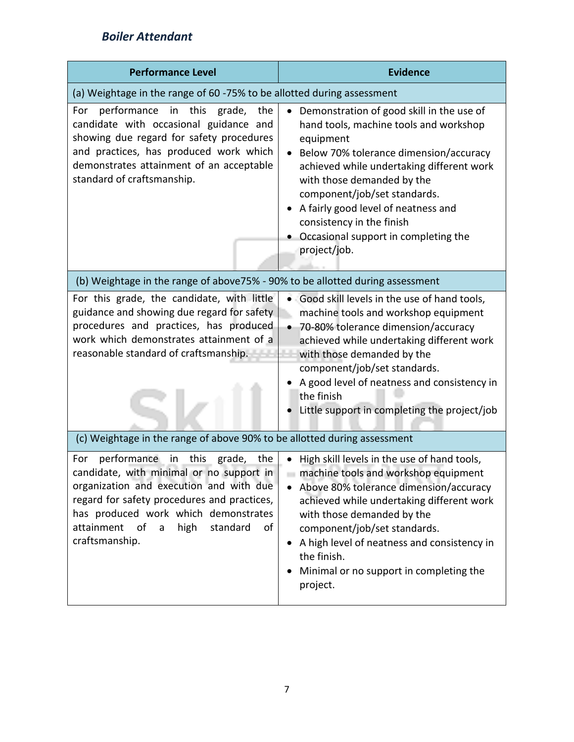| Performance Level | Evidence |
|---|---|
| (a) Weightage in the range of 60 -75% to be allotted during assessment | |
| For performance in this grade, the candidate with occasional guidance and showing due regard for safety procedures and practices, has produced work which demonstrates attainment of an acceptable standard of craftsmanship. | • Demonstration of good skill in the use of hand tools, machine tools and workshop equipment<br>• Below 70% tolerance dimension/accuracy achieved while undertaking different work with those demanded by the component/job/set standards.<br>• A fairly good level of neatness and consistency in the finish<br>• Occasional support in completing the project/job. |
| (b) Weightage in the range of above75% - 90% to be allotted during assessment | |
| For this grade, the candidate, with little guidance and showing due regard for safety procedures and practices, has produced work which demonstrates attainment of a reasonable standard of craftsmanship. | • Good skill levels in the use of hand tools, machine tools and workshop equipment<br>• 70-80% tolerance dimension/accuracy achieved while undertaking different work with those demanded by the component/job/set standards.<br>• A good level of neatness and consistency in the finish<br>• Little support in completing the project/job |
| (c) Weightage in the range of above 90% to be allotted during assessment | |
| For performance in this grade, the candidate, with minimal or no support in organization and execution and with due regard for safety procedures and practices, has produced work which demonstrates attainment of a high standard of craftsmanship. | • High skill levels in the use of hand tools, machine tools and workshop equipment<br>• Above 80% tolerance dimension/accuracy achieved while undertaking different work with those demanded by the component/job/set standards.<br>• A high level of neatness and consistency in the finish.<br>• Minimal or no support in completing the project. |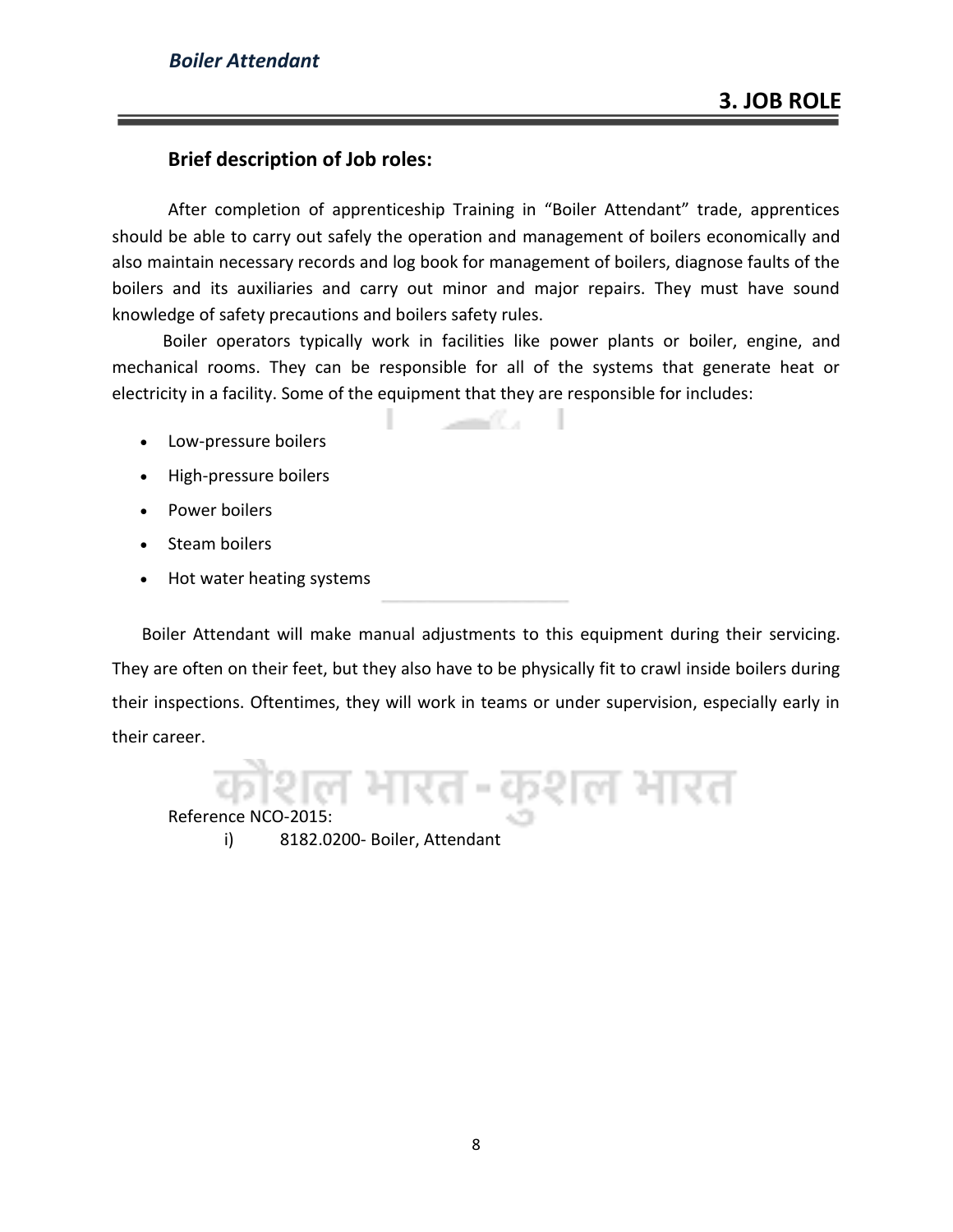# 3. JOB ROLE

## Brief description of Job roles:

After completion of apprenticeship Training in “Boiler Attendant” trade, apprentices should be able to carry out safely the operation and management of boilers economically and also maintain necessary records and log book for management of boilers, diagnose faults of the boilers and its auxiliaries and carry out minor and major repairs. They must have sound knowledge of safety precautions and boilers safety rules.

Boiler operators typically work in facilities like power plants or boiler, engine, and mechanical rooms. They can be responsible for all of the systems that generate heat or electricity in a facility. Some of the equipment that they are responsible for includes:

- Low-pressure boilers
- High-pressure boilers
- Power boilers
- Steam boilers
- Hot water heating systems

Boiler Attendant will make manual adjustments to this equipment during their servicing. They are often on their feet, but they also have to be physically fit to crawl inside boilers during their inspections. Oftentimes, they will work in teams or under supervision, especially early in their career.

Reference NCO-2015:

i) 8182.0200- Boiler, Attendant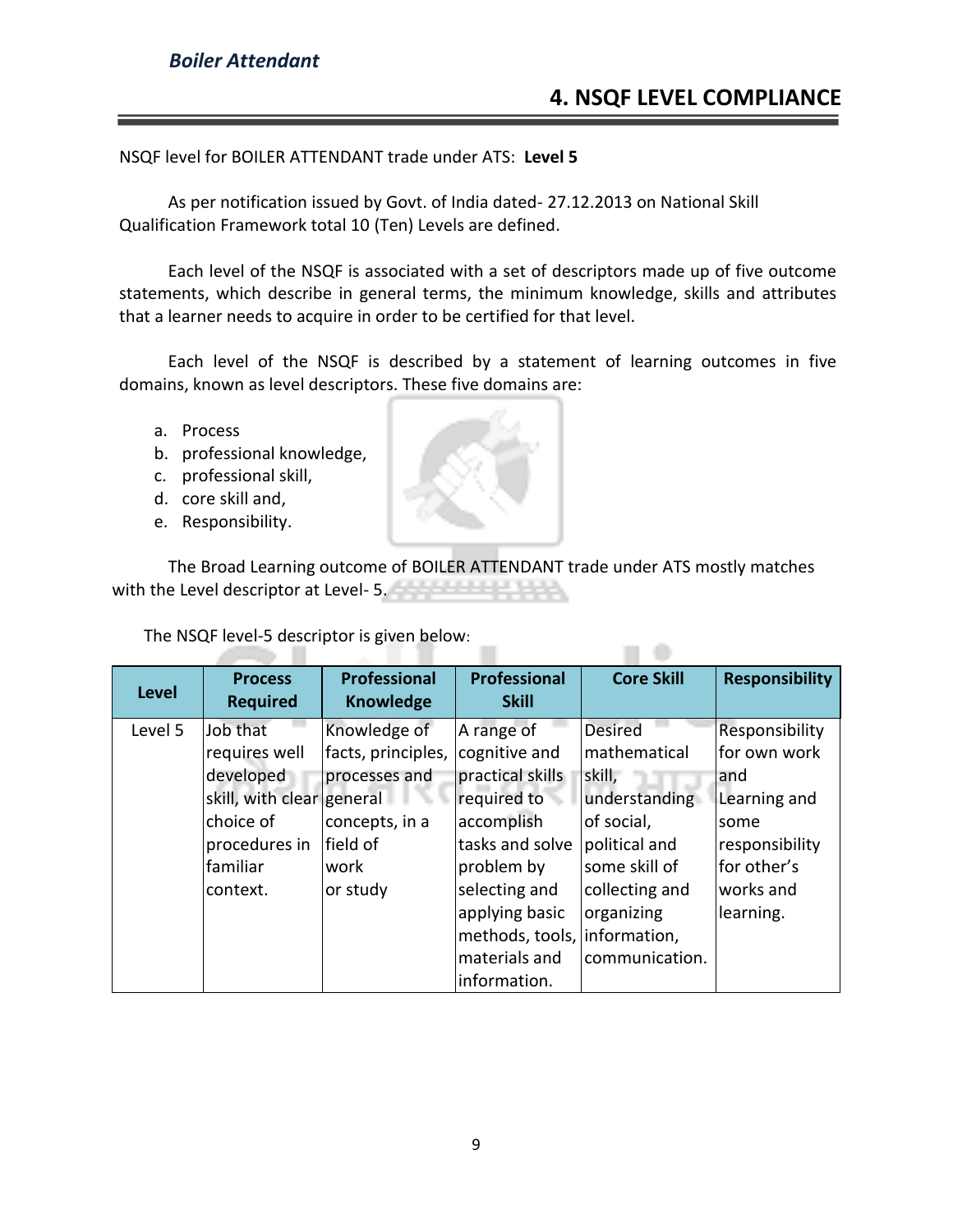# 4. NSQF LEVEL COMPLIANCE

NSQF level for BOILER ATTENDANT trade under ATS: **Level 5**

As per notification issued by Govt. of India dated- 27.12.2013 on National Skill Qualification Framework total 10 (Ten) Levels are defined.

Each level of the NSQF is associated with a set of descriptors made up of five outcome statements, which describe in general terms, the minimum knowledge, skills and attributes that a learner needs to acquire in order to be certified for that level.

Each level of the NSQF is described by a statement of learning outcomes in five domains, known as level descriptors. These five domains are:

a. Process
b. professional knowledge,
c. professional skill,
d. core skill and,
e. Responsibility.

The Broad Learning outcome of BOILER ATTENDANT trade under ATS mostly matches with the Level descriptor at Level- 5.

The NSQF level-5 descriptor is given below:

| Level | Process Required | Professional Knowledge | Professional Skill | Core Skill | Responsibility |
|---|---|---|---|---|---|
| Level 5 | Job that requires well developed skill, with clear choice of procedures in familiar context. | Knowledge of facts, principles, processes and general concepts, in a field of work or study | A range of cognitive and practical skills required to accomplish tasks and solve problem by selecting and applying basic methods, tools, materials and information. | Desired mathematical skill, understanding of social, political and some skill of collecting and organizing information, communication. | Responsibility for own work and Learning and some responsibility for other's works and learning. |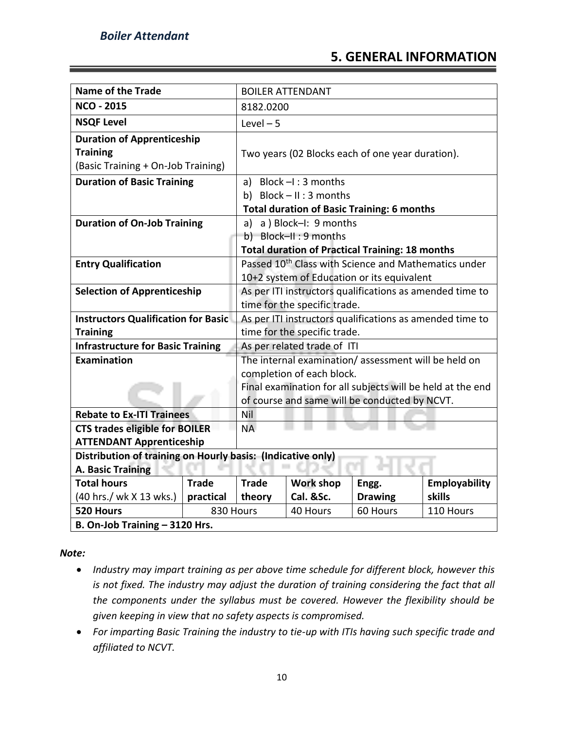## 5. GENERAL INFORMATION

| Name of the Trade | | BOILER ATTENDANT | | | |
|---|---|---|---|---|---|
| **NCO - 2015** | | 8182.0200 | | | |
| **NSQF Level** | | Level – 5 | | | |
| **Duration of Apprenticeship Training** (Basic Training + On-Job Training) | | Two years (02 Blocks each of one year duration). | | | |
| **Duration of Basic Training** | | a) Block –I : 3 months<br>b) Block – II : 3 months<br>**Total duration of Basic Training: 6 months** | | | |
| **Duration of On-Job Training** | | a) a ) Block–I: 9 months<br>b) Block–II : 9 months<br>**Total duration of Practical Training: 18 months** | | | |
| **Entry Qualification** | | Passed 10th Class with Science and Mathematics under 10+2 system of Education or its equivalent | | | |
| **Selection of Apprenticeship** | | As per ITI instructors qualifications as amended time to time for the specific trade. | | | |
| **Instructors Qualification for Basic Training** | | As per ITI instructors qualifications as amended time to time for the specific trade. | | | |
| **Infrastructure for Basic Training** | | As per related trade of ITI | | | |
| **Examination** | | The internal examination/ assessment will be held on completion of each block.<br>Final examination for all subjects will be held at the end of course and same will be conducted by NCVT. | | | |
| **Rebate to Ex-ITI Trainees** | | Nil | | | |
| **CTS trades eligible for BOILER ATTENDANT Apprenticeship** | | NA | | | |
| **Distribution of training on Hourly basis: (Indicative only)**<br>**A. Basic Training** | | | | | |
| **Total hours** (40 hrs./ wk X 13 wks.) | **Trade practical** | **Trade theory** | **Work shop Cal. &Sc.** | **Engg. Drawing** | **Employability skills** |
| **520 Hours** | 830 Hours | | 40 Hours | 60 Hours | 110 Hours |
| **B. On-Job Training – 3120 Hrs.** | | | | | |

***Note:***

- *Industry may impart training as per above time schedule for different block, however this is not fixed. The industry may adjust the duration of training considering the fact that all the components under the syllabus must be covered. However the flexibility should be given keeping in view that no safety aspects is compromised.*
- *For imparting Basic Training the industry to tie-up with ITIs having such specific trade and affiliated to NCVT.*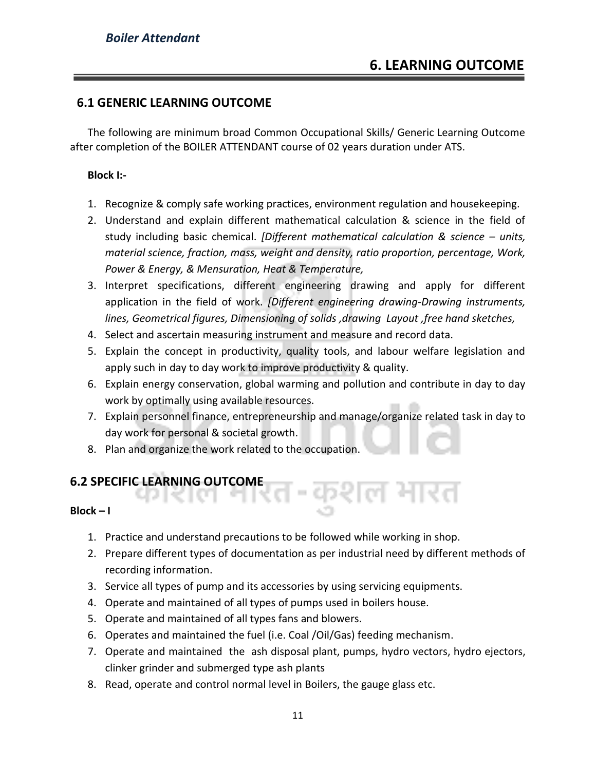# 6. LEARNING OUTCOME

## 6.1 GENERIC LEARNING OUTCOME

The following are minimum broad Common Occupational Skills/ Generic Learning Outcome after completion of the BOILER ATTENDANT course of 02 years duration under ATS.

**Block I:-**

1. Recognize & comply safe working practices, environment regulation and housekeeping.
2. Understand and explain different mathematical calculation & science in the field of study including basic chemical. *[Different mathematical calculation & science – units, material science, fraction, mass, weight and density, ratio proportion, percentage, Work, Power & Energy, & Mensuration, Heat & Temperature,*
3. Interpret specifications, different engineering drawing and apply for different application in the field of work. *[Different engineering drawing-Drawing instruments, lines, Geometrical figures, Dimensioning of solids ,drawing Layout ,free hand sketches,*
4. Select and ascertain measuring instrument and measure and record data.
5. Explain the concept in productivity, quality tools, and labour welfare legislation and apply such in day to day work to improve productivity & quality.
6. Explain energy conservation, global warming and pollution and contribute in day to day work by optimally using available resources.
7. Explain personnel finance, entrepreneurship and manage/organize related task in day to day work for personal & societal growth.
8. Plan and organize the work related to the occupation.

## 6.2 SPECIFIC LEARNING OUTCOME

**Block – I**

1. Practice and understand precautions to be followed while working in shop.
2. Prepare different types of documentation as per industrial need by different methods of recording information.
3. Service all types of pump and its accessories by using servicing equipments.
4. Operate and maintained of all types of pumps used in boilers house.
5. Operate and maintained of all types fans and blowers.
6. Operates and maintained the fuel (i.e. Coal /Oil/Gas) feeding mechanism.
7. Operate and maintained the ash disposal plant, pumps, hydro vectors, hydro ejectors, clinker grinder and submerged type ash plants
8. Read, operate and control normal level in Boilers, the gauge glass etc.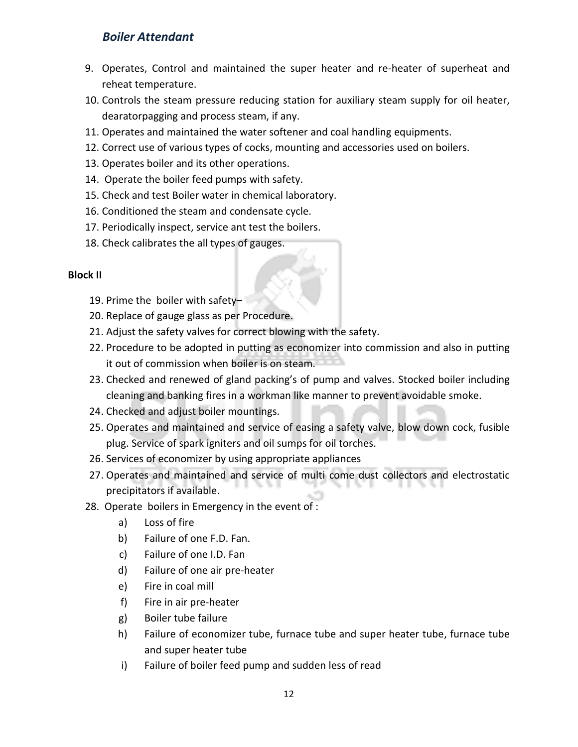9. Operates, Control and maintained the super heater and re-heater of superheat and reheat temperature.
10. Controls the steam pressure reducing station for auxiliary steam supply for oil heater, dearatorpagging and process steam, if any.
11. Operates and maintained the water softener and coal handling equipments.
12. Correct use of various types of cocks, mounting and accessories used on boilers.
13. Operates boiler and its other operations.
14. Operate the boiler feed pumps with safety.
15. Check and test Boiler water in chemical laboratory.
16. Conditioned the steam and condensate cycle.
17. Periodically inspect, service ant test the boilers.
18. Check calibrates the all types of gauges.

**Block II**

19. Prime the boiler with safety–
20. Replace of gauge glass as per Procedure.
21. Adjust the safety valves for correct blowing with the safety.
22. Procedure to be adopted in putting as economizer into commission and also in putting it out of commission when boiler is on steam.
23. Checked and renewed of gland packing's of pump and valves. Stocked boiler including cleaning and banking fires in a workman like manner to prevent avoidable smoke.
24. Checked and adjust boiler mountings.
25. Operates and maintained and service of easing a safety valve, blow down cock, fusible plug. Service of spark igniters and oil sumps for oil torches.
26. Services of economizer by using appropriate appliances
27. Operates and maintained and service of multi come dust collectors and electrostatic precipitators if available.
28. Operate boilers in Emergency in the event of :
    a) Loss of fire
    b) Failure of one F.D. Fan.
    c) Failure of one I.D. Fan
    d) Failure of one air pre-heater
    e) Fire in coal mill
    f) Fire in air pre-heater
    g) Boiler tube failure
    h) Failure of economizer tube, furnace tube and super heater tube, furnace tube and super heater tube
    i) Failure of boiler feed pump and sudden less of read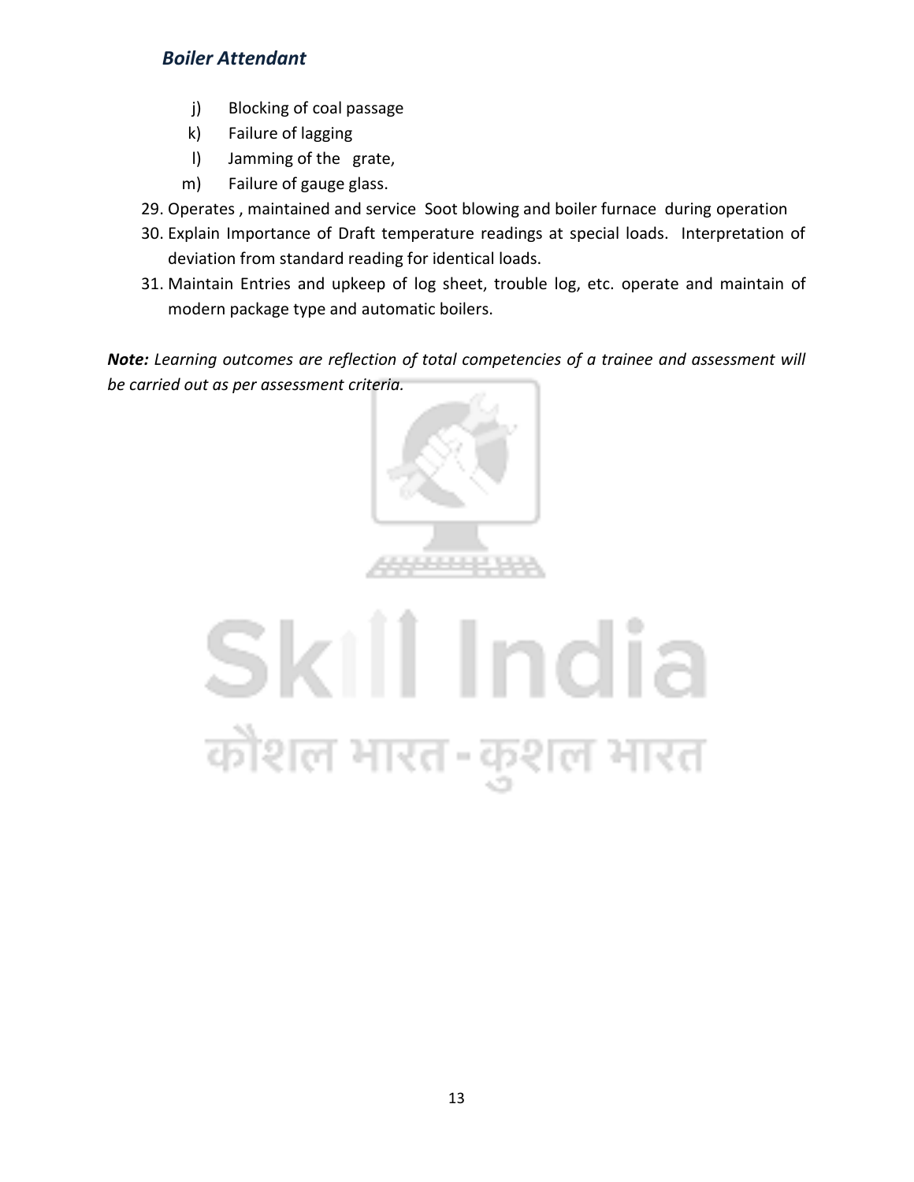j) Blocking of coal passage
k) Failure of lagging
l) Jamming of the grate,
m) Failure of gauge glass.

29. Operates , maintained and service Soot blowing and boiler furnace during operation
30. Explain Importance of Draft temperature readings at special loads. Interpretation of deviation from standard reading for identical loads.
31. Maintain Entries and upkeep of log sheet, trouble log, etc. operate and maintain of modern package type and automatic boilers.

***Note:*** *Learning outcomes are reflection of total competencies of a trainee and assessment will be carried out as per assessment criteria.*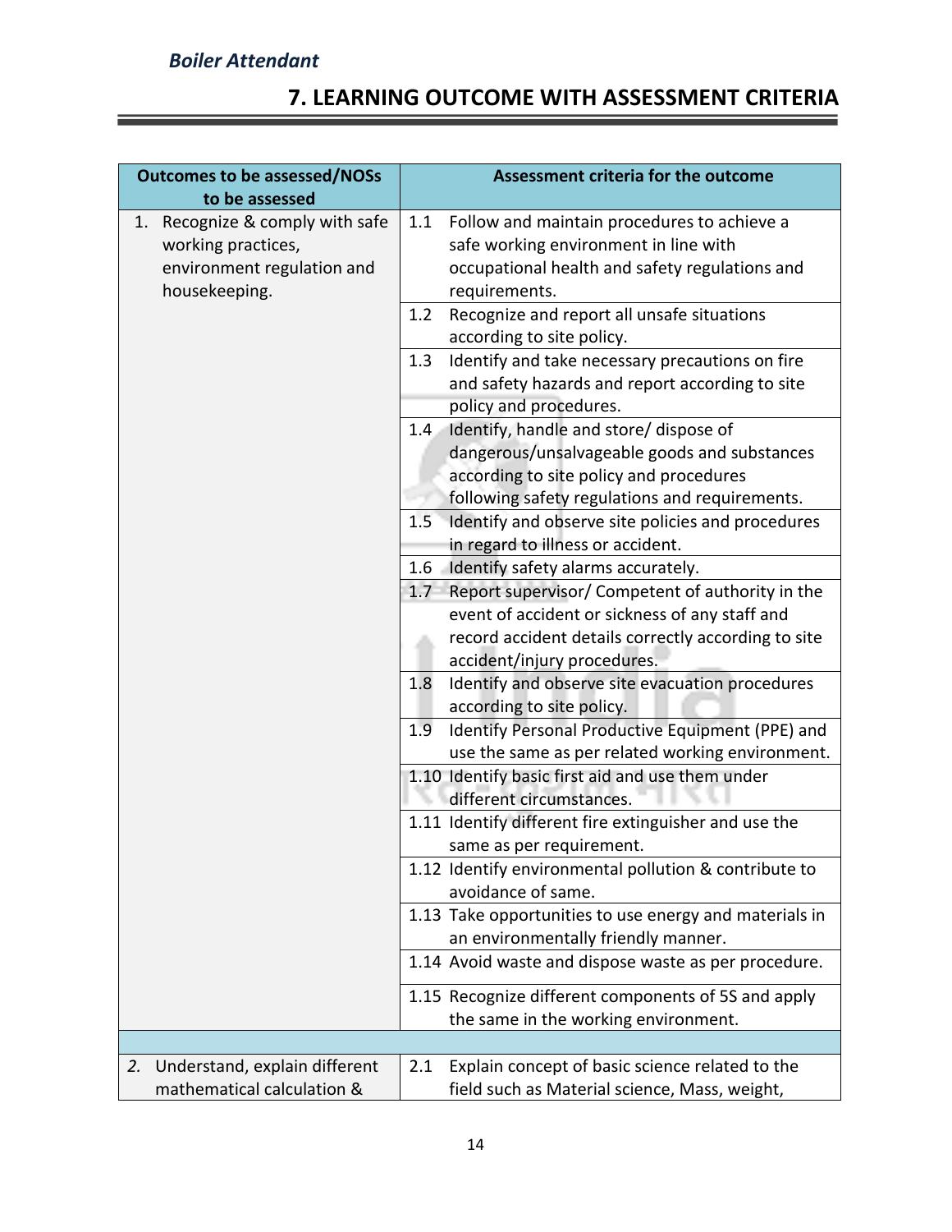## 7. LEARNING OUTCOME WITH ASSESSMENT CRITERIA

| Outcomes to be assessed/NOSs to be assessed | Assessment criteria for the outcome |
|---|---|
| 1. Recognize & comply with safe working practices, environment regulation and housekeeping. | 1.1 Follow and maintain procedures to achieve a safe working environment in line with occupational health and safety regulations and requirements. |
| | 1.2 Recognize and report all unsafe situations according to site policy. |
| | 1.3 Identify and take necessary precautions on fire and safety hazards and report according to site policy and procedures. |
| | 1.4 Identify, handle and store/ dispose of dangerous/unsalvageable goods and substances according to site policy and procedures following safety regulations and requirements. |
| | 1.5 Identify and observe site policies and procedures in regard to illness or accident. |
| | 1.6 Identify safety alarms accurately. |
| | 1.7 Report supervisor/ Competent of authority in the event of accident or sickness of any staff and record accident details correctly according to site accident/injury procedures. |
| | 1.8 Identify and observe site evacuation procedures according to site policy. |
| | 1.9 Identify Personal Productive Equipment (PPE) and use the same as per related working environment. |
| | 1.10 Identify basic first aid and use them under different circumstances. |
| | 1.11 Identify different fire extinguisher and use the same as per requirement. |
| | 1.12 Identify environmental pollution & contribute to avoidance of same. |
| | 1.13 Take opportunities to use energy and materials in an environmentally friendly manner. |
| | 1.14 Avoid waste and dispose waste as per procedure. |
| | 1.15 Recognize different components of 5S and apply the same in the working environment. |
| | |
| 2. Understand, explain different mathematical calculation & | 2.1 Explain concept of basic science related to the field such as Material science, Mass, weight, |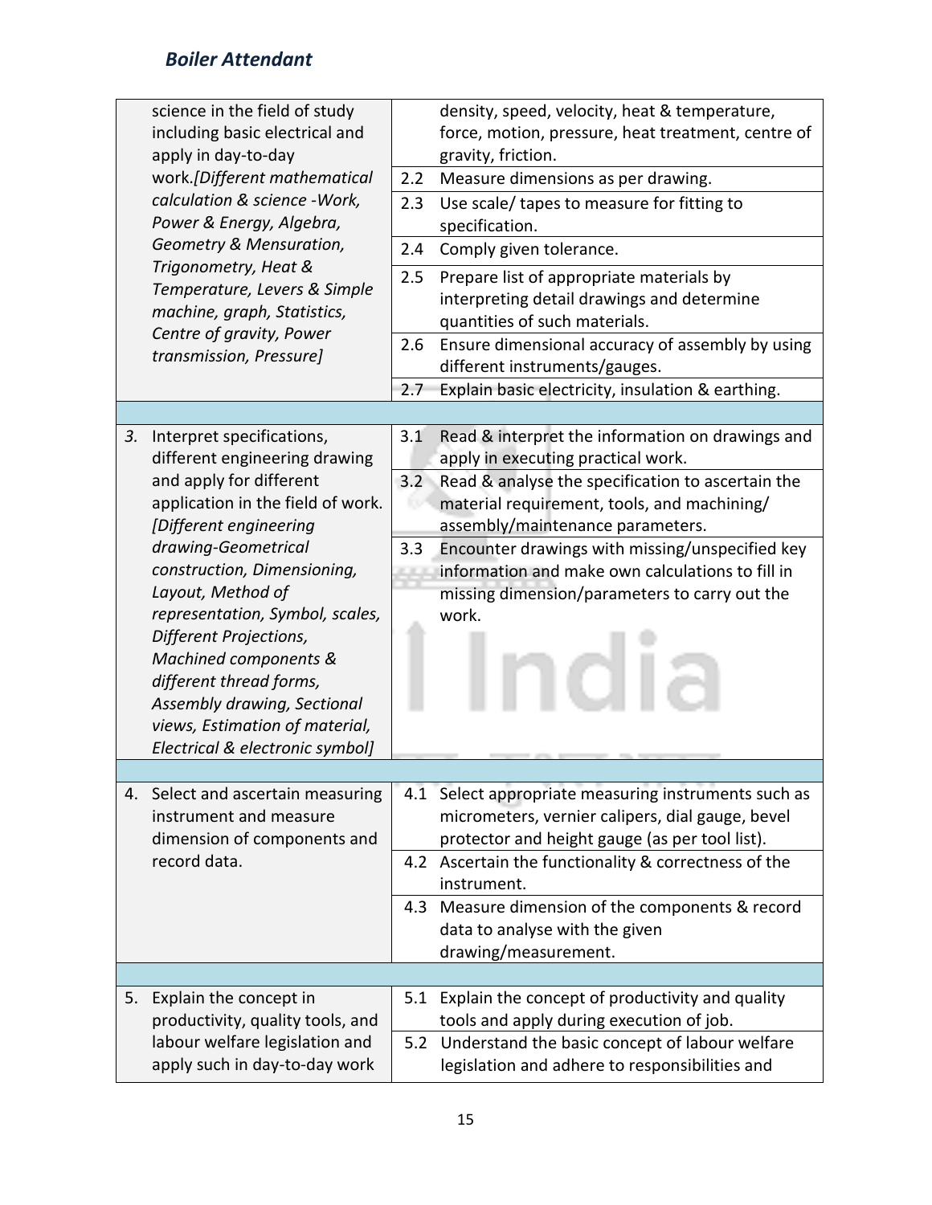| | |
|---|---|
| science in the field of study including basic electrical and apply in day-to-day work.*[Different mathematical calculation & science -Work, Power & Energy, Algebra, Geometry & Mensuration, Trigonometry, Heat & Temperature, Levers & Simple machine, graph, Statistics, Centre of gravity, Power transmission, Pressure]* | density, speed, velocity, heat & temperature, force, motion, pressure, heat treatment, centre of gravity, friction. |
| | 2.2 Measure dimensions as per drawing. |
| | 2.3 Use scale/ tapes to measure for fitting to specification. |
| | 2.4 Comply given tolerance. |
| | 2.5 Prepare list of appropriate materials by interpreting detail drawings and determine quantities of such materials. |
| | 2.6 Ensure dimensional accuracy of assembly by using different instruments/gauges. |
| | 2.7 Explain basic electricity, insulation & earthing. |
| | |
| 3. Interpret specifications, different engineering drawing and apply for different application in the field of work. *[Different engineering drawing-Geometrical construction, Dimensioning, Layout, Method of representation, Symbol, scales, Different Projections, Machined components & different thread forms, Assembly drawing, Sectional views, Estimation of material, Electrical & electronic symbol]* | 3.1 Read & interpret the information on drawings and apply in executing practical work. |
| | 3.2 Read & analyse the specification to ascertain the material requirement, tools, and machining/ assembly/maintenance parameters. |
| | 3.3 Encounter drawings with missing/unspecified key information and make own calculations to fill in missing dimension/parameters to carry out the work. |
| | |
| 4. Select and ascertain measuring instrument and measure dimension of components and record data. | 4.1 Select appropriate measuring instruments such as micrometers, vernier calipers, dial gauge, bevel protector and height gauge (as per tool list). |
| | 4.2 Ascertain the functionality & correctness of the instrument. |
| | 4.3 Measure dimension of the components & record data to analyse with the given drawing/measurement. |
| | |
| 5. Explain the concept in productivity, quality tools, and labour welfare legislation and apply such in day-to-day work | 5.1 Explain the concept of productivity and quality tools and apply during execution of job. |
| | 5.2 Understand the basic concept of labour welfare legislation and adhere to responsibilities and |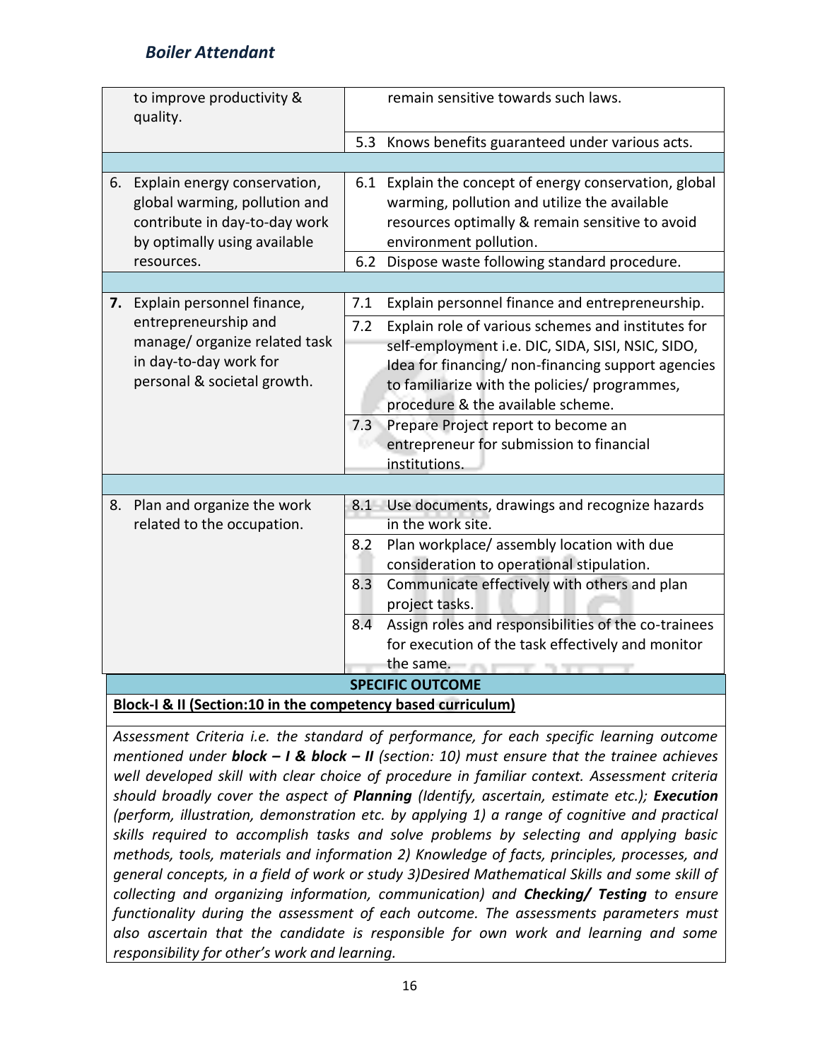| | |
|---|---|
| to improve productivity & quality. | remain sensitive towards such laws. |
| | 5.3 Knows benefits guaranteed under various acts. |
| | |
| 6. Explain energy conservation, global warming, pollution and contribute in day-to-day work by optimally using available resources. | 6.1 Explain the concept of energy conservation, global warming, pollution and utilize the available resources optimally & remain sensitive to avoid environment pollution. |
| | 6.2 Dispose waste following standard procedure. |
| | |
| **7.** Explain personnel finance, entrepreneurship and manage/ organize related task in day-to-day work for personal & societal growth. | 7.1 Explain personnel finance and entrepreneurship. |
| | 7.2 Explain role of various schemes and institutes for self-employment i.e. DIC, SIDA, SISI, NSIC, SIDO, Idea for financing/ non-financing support agencies to familiarize with the policies/ programmes, procedure & the available scheme. |
| | 7.3 Prepare Project report to become an entrepreneur for submission to financial institutions. |
| | |
| 8. Plan and organize the work related to the occupation. | 8.1 Use documents, drawings and recognize hazards in the work site. |
| | 8.2 Plan workplace/ assembly location with due consideration to operational stipulation. |
| | 8.3 Communicate effectively with others and plan project tasks. |
| | 8.4 Assign roles and responsibilities of the co-trainees for execution of the task effectively and monitor the same. |

**SPECIFIC OUTCOME**

**Block-I & II (Section:10 in the competency based curriculum)**

*Assessment Criteria i.e. the standard of performance, for each specific learning outcome mentioned under **block – I & block – II** (section: 10) must ensure that the trainee achieves well developed skill with clear choice of procedure in familiar context. Assessment criteria should broadly cover the aspect of **Planning** (Identify, ascertain, estimate etc.); **Execution** (perform, illustration, demonstration etc. by applying 1) a range of cognitive and practical skills required to accomplish tasks and solve problems by selecting and applying basic methods, tools, materials and information 2) Knowledge of facts, principles, processes, and general concepts, in a field of work or study 3)Desired Mathematical Skills and some skill of collecting and organizing information, communication) and **Checking/ Testing** to ensure functionality during the assessment of each outcome. The assessments parameters must also ascertain that the candidate is responsible for own work and learning and some responsibility for other's work and learning.*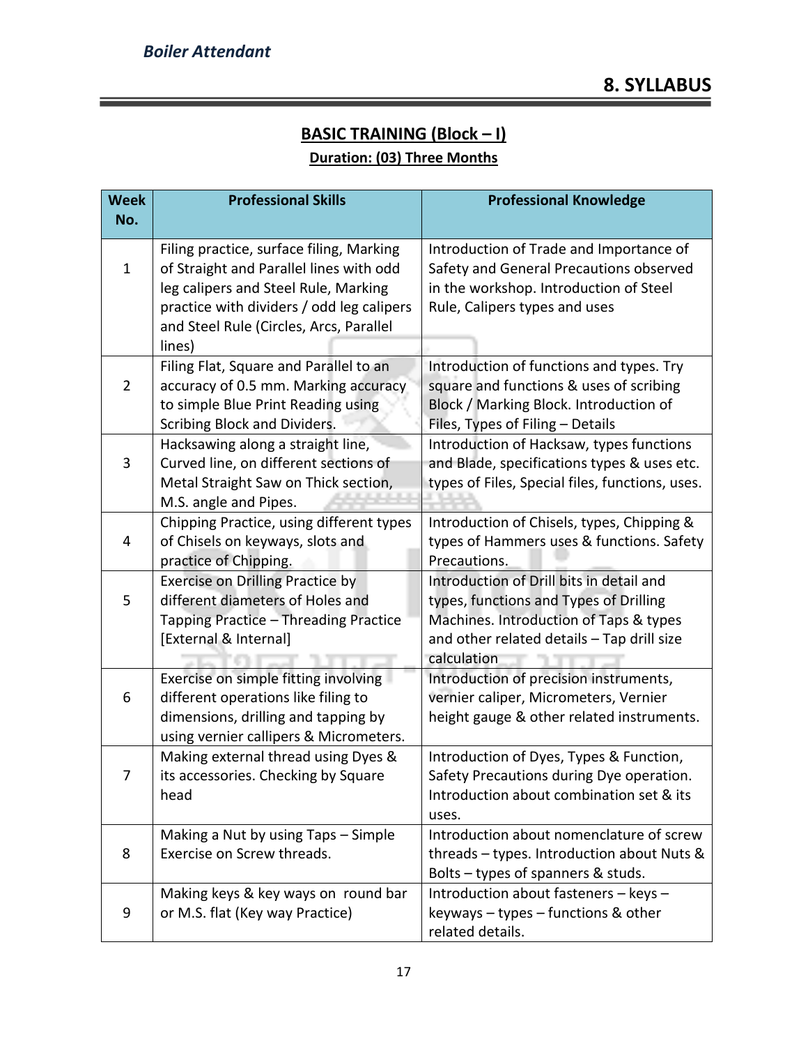# 8. SYLLABUS

## BASIC TRAINING (Block – I)

**Duration: (03) Three Months**

| Week No. | Professional Skills | Professional Knowledge |
|---|---|---|
| 1 | Filing practice, surface filing, Marking of Straight and Parallel lines with odd leg calipers and Steel Rule, Marking practice with dividers / odd leg calipers and Steel Rule (Circles, Arcs, Parallel lines) | Introduction of Trade and Importance of Safety and General Precautions observed in the workshop. Introduction of Steel Rule, Calipers types and uses |
| 2 | Filing Flat, Square and Parallel to an accuracy of 0.5 mm. Marking accuracy to simple Blue Print Reading using Scribing Block and Dividers. | Introduction of functions and types. Try square and functions & uses of scribing Block / Marking Block. Introduction of Files, Types of Filing – Details |
| 3 | Hacksawing along a straight line, Curved line, on different sections of Metal Straight Saw on Thick section, M.S. angle and Pipes. | Introduction of Hacksaw, types functions and Blade, specifications types & uses etc. types of Files, Special files, functions, uses. |
| 4 | Chipping Practice, using different types of Chisels on keyways, slots and practice of Chipping. | Introduction of Chisels, types, Chipping & types of Hammers uses & functions. Safety Precautions. |
| 5 | Exercise on Drilling Practice by different diameters of Holes and Tapping Practice – Threading Practice [External & Internal] | Introduction of Drill bits in detail and types, functions and Types of Drilling Machines. Introduction of Taps & types and other related details – Tap drill size calculation |
| 6 | Exercise on simple fitting involving different operations like filing to dimensions, drilling and tapping by using vernier callipers & Micrometers. | Introduction of precision instruments, vernier caliper, Micrometers, Vernier height gauge & other related instruments. |
| 7 | Making external thread using Dyes & its accessories. Checking by Square head | Introduction of Dyes, Types & Function, Safety Precautions during Dye operation. Introduction about combination set & its uses. |
| 8 | Making a Nut by using Taps – Simple Exercise on Screw threads. | Introduction about nomenclature of screw threads – types. Introduction about Nuts & Bolts – types of spanners & studs. |
| 9 | Making keys & key ways on round bar or M.S. flat (Key way Practice) | Introduction about fasteners – keys – keyways – types – functions & other related details. |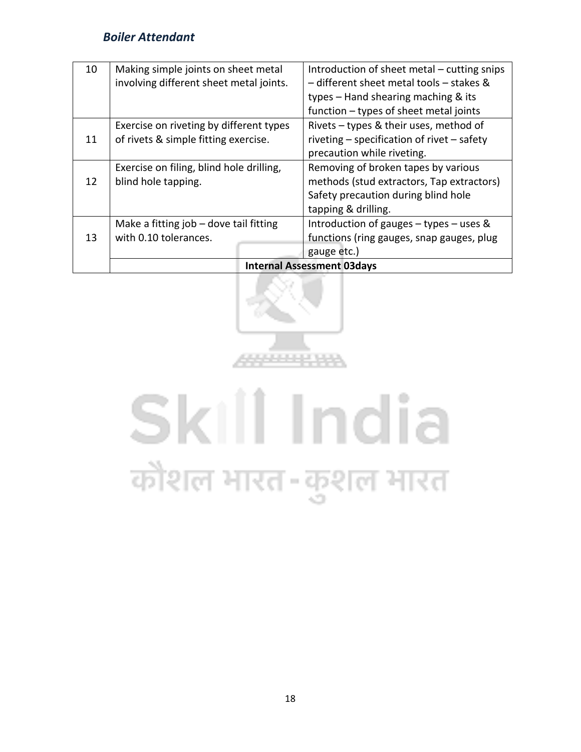| | | |
|---|---|---|
| 10 | Making simple joints on sheet metal involving different sheet metal joints. | Introduction of sheet metal – cutting snips – different sheet metal tools – stakes & types – Hand shearing maching & its function – types of sheet metal joints |
| 11 | Exercise on riveting by different types of rivets & simple fitting exercise. | Rivets – types & their uses, method of riveting – specification of rivet – safety precaution while riveting. |
| 12 | Exercise on filing, blind hole drilling, blind hole tapping. | Removing of broken tapes by various methods (stud extractors, Tap extractors) Safety precaution during blind hole tapping & drilling. |
| 13 | Make a fitting job – dove tail fitting with 0.10 tolerances. | Introduction of gauges – types – uses & functions (ring gauges, snap gauges, plug gauge etc.) |
| | **Internal Assessment 03days** | |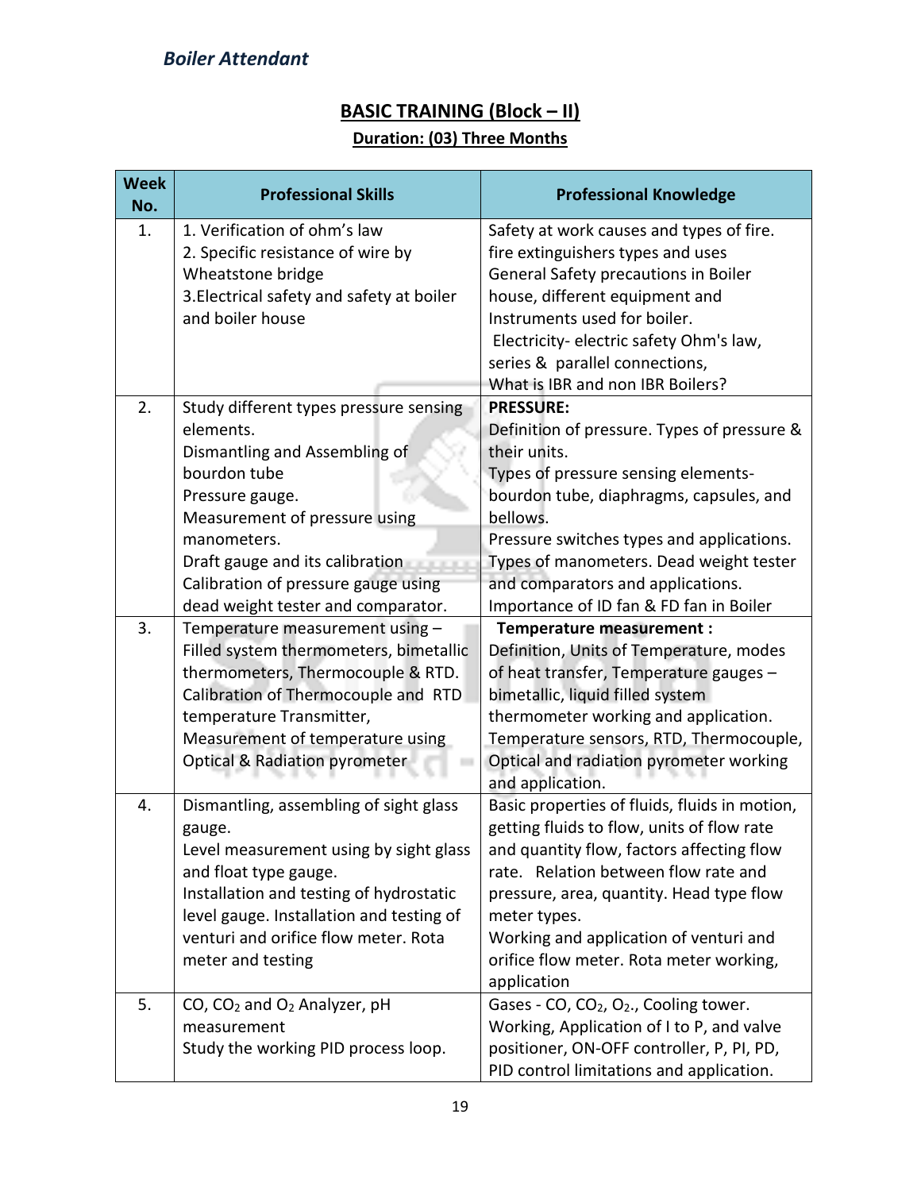## BASIC TRAINING (Block – II)

**Duration: (03) Three Months**

| Week No. | Professional Skills | Professional Knowledge |
|---|---|---|
| 1. | 1. Verification of ohm's law<br>2. Specific resistance of wire by Wheatstone bridge<br>3.Electrical safety and safety at boiler and boiler house | Safety at work causes and types of fire. fire extinguishers types and uses General Safety precautions in Boiler house, different equipment and Instruments used for boiler.<br>Electricity- electric safety Ohm's law, series & parallel connections,<br>What is IBR and non IBR Boilers? |
| 2. | Study different types pressure sensing elements.<br>Dismantling and Assembling of bourdon tube<br>Pressure gauge.<br>Measurement of pressure using manometers.<br>Draft gauge and its calibration<br>Calibration of pressure gauge using dead weight tester and comparator. | **PRESSURE:**<br>Definition of pressure. Types of pressure & their units.<br>Types of pressure sensing elements-bourdon tube, diaphragms, capsules, and bellows.<br>Pressure switches types and applications.<br>Types of manometers. Dead weight tester and comparators and applications.<br>Importance of ID fan & FD fan in Boiler |
| 3. | Temperature measurement using – Filled system thermometers, bimetallic thermometers, Thermocouple & RTD.<br>Calibration of Thermocouple and RTD temperature Transmitter,<br>Measurement of temperature using Optical & Radiation pyrometer | **Temperature measurement :**<br>Definition, Units of Temperature, modes of heat transfer, Temperature gauges – bimetallic, liquid filled system thermometer working and application.<br>Temperature sensors, RTD, Thermocouple, Optical and radiation pyrometer working and application. |
| 4. | Dismantling, assembling of sight glass gauge.<br>Level measurement using by sight glass and float type gauge.<br>Installation and testing of hydrostatic level gauge. Installation and testing of venturi and orifice flow meter. Rota meter and testing | Basic properties of fluids, fluids in motion, getting fluids to flow, units of flow rate and quantity flow, factors affecting flow rate. Relation between flow rate and pressure, area, quantity. Head type flow meter types.<br>Working and application of venturi and orifice flow meter. Rota meter working, application |
| 5. | CO, $CO_2$ and $O_2$ Analyzer, pH measurement<br>Study the working PID process loop. | Gases - CO, $CO_2$, $O_2$., Cooling tower.<br>Working, Application of I to P, and valve positioner, ON-OFF controller, P, PI, PD, PID control limitations and application. |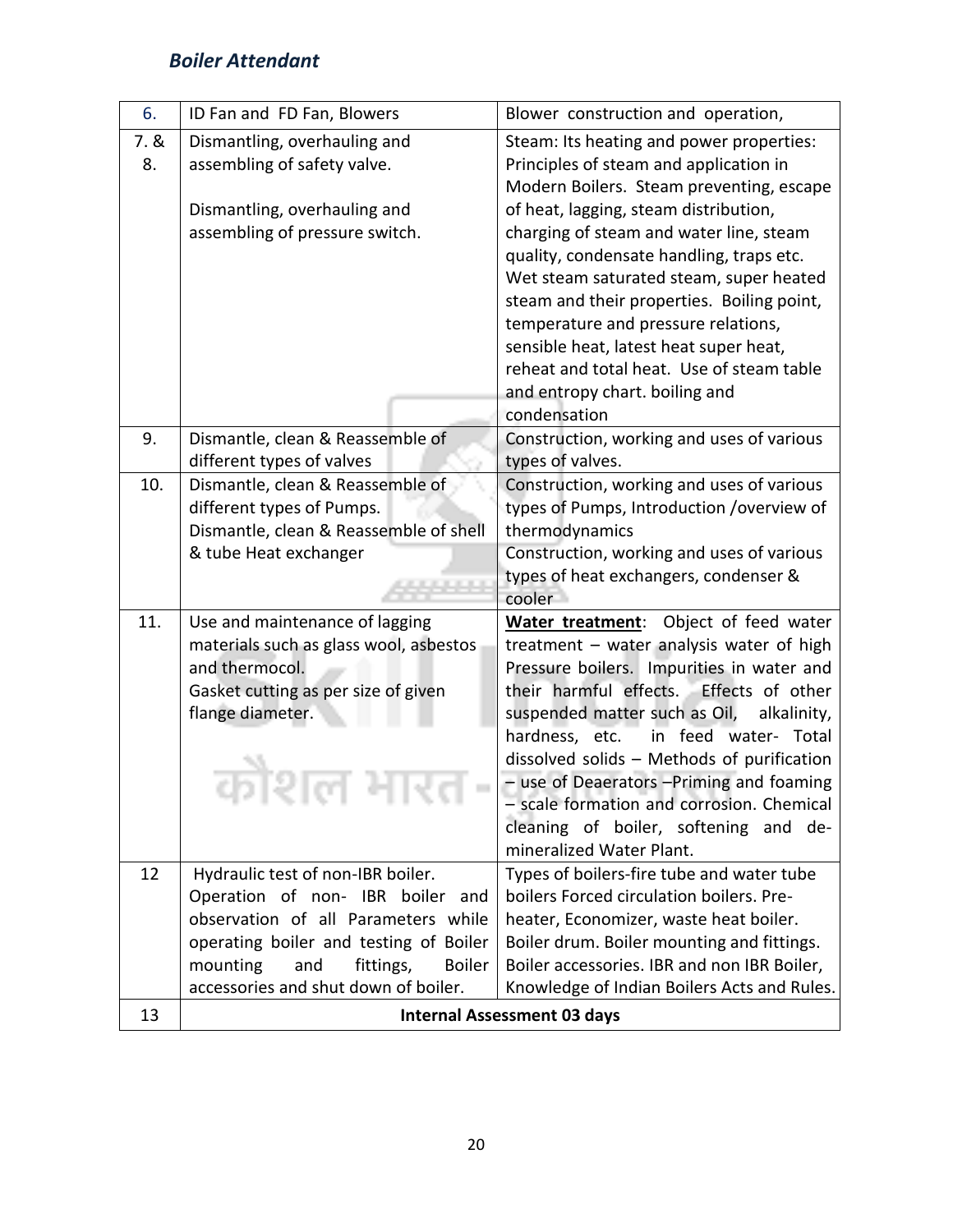| 6. | ID Fan and FD Fan, Blowers | Blower construction and operation, |
|---|---|---|
| 7. & 8. | Dismantling, overhauling and assembling of safety valve.<br><br>Dismantling, overhauling and assembling of pressure switch. | Steam: Its heating and power properties: Principles of steam and application in Modern Boilers. Steam preventing, escape of heat, lagging, steam distribution, charging of steam and water line, steam quality, condensate handling, traps etc. Wet steam saturated steam, super heated steam and their properties. Boiling point, temperature and pressure relations, sensible heat, latest heat super heat, reheat and total heat. Use of steam table and entropy chart. boiling and condensation |
| 9. | Dismantle, clean & Reassemble of different types of valves | Construction, working and uses of various types of valves. |
| 10. | Dismantle, clean & Reassemble of different types of Pumps.<br>Dismantle, clean & Reassemble of shell & tube Heat exchanger | Construction, working and uses of various types of Pumps, Introduction /overview of thermodynamics<br>Construction, working and uses of various types of heat exchangers, condenser & cooler |
| 11. | Use and maintenance of lagging materials such as glass wool, asbestos and thermocol.<br>Gasket cutting as per size of given flange diameter. | **Water treatment**: Object of feed water treatment – water analysis water of high Pressure boilers. Impurities in water and their harmful effects. Effects of other suspended matter such as Oil, alkalinity, hardness, etc. in feed water- Total dissolved solids – Methods of purification – use of Deaerators –Priming and foaming – scale formation and corrosion. Chemical cleaning of boiler, softening and de-mineralized Water Plant. |
| 12 | Hydraulic test of non-IBR boiler.<br>Operation of non- IBR boiler and observation of all Parameters while operating boiler and testing of Boiler mounting and fittings, Boiler accessories and shut down of boiler. | Types of boilers-fire tube and water tube boilers Forced circulation boilers. Pre-heater, Economizer, waste heat boiler. Boiler drum. Boiler mounting and fittings. Boiler accessories. IBR and non IBR Boiler, Knowledge of Indian Boilers Acts and Rules. |
| 13 | **Internal Assessment 03 days** | |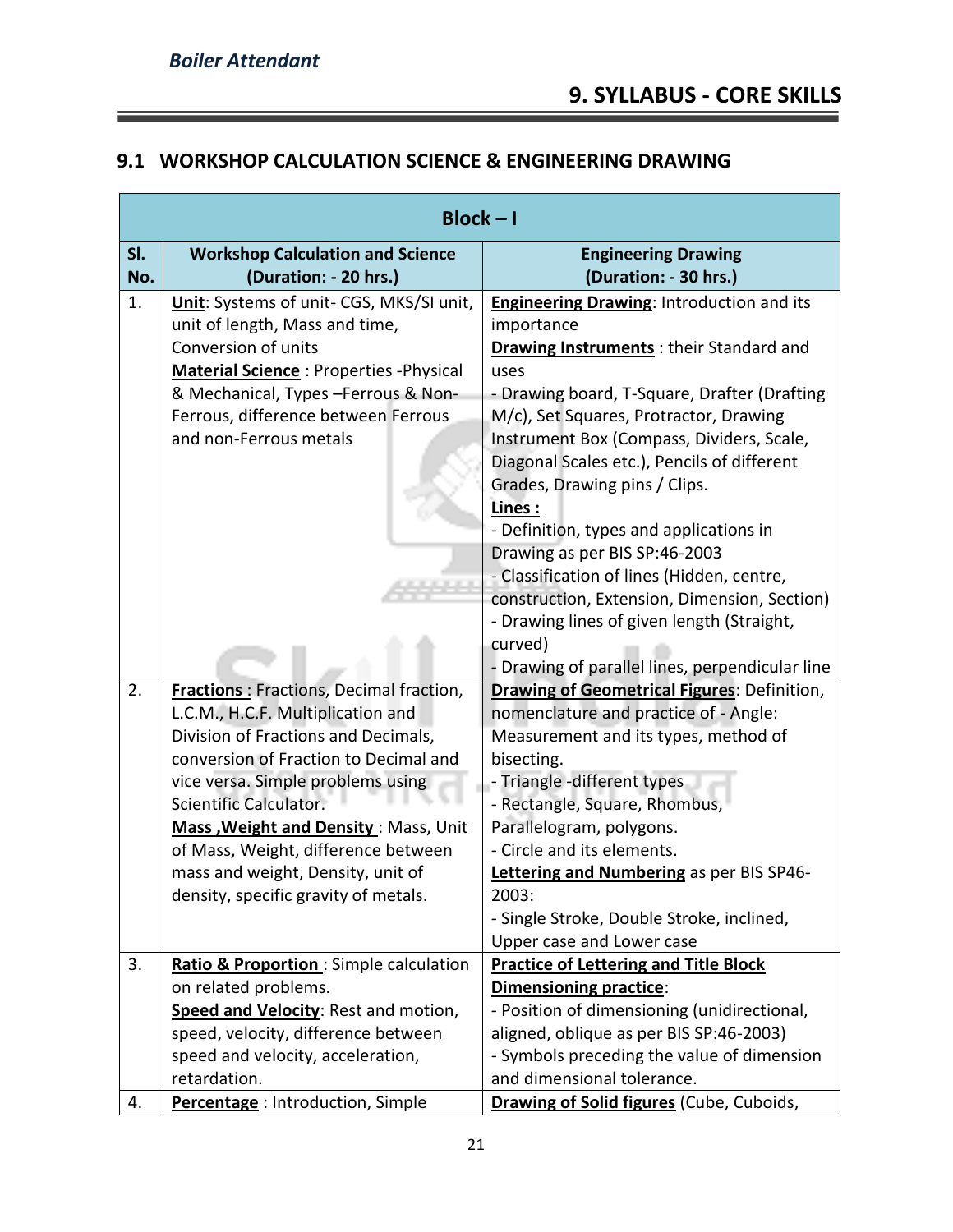# 9. SYLLABUS - CORE SKILLS

## 9.1 WORKSHOP CALCULATION SCIENCE & ENGINEERING DRAWING

| Block – I | | |
|---|---|---|
| **Sl. No.** | **Workshop Calculation and Science (Duration: - 20 hrs.)** | **Engineering Drawing (Duration: - 30 hrs.)** |
| 1. | **Unit**: Systems of unit- CGS, MKS/SI unit, unit of length, Mass and time, Conversion of units<br>**Material Science** : Properties -Physical & Mechanical, Types –Ferrous & Non-Ferrous, difference between Ferrous and non-Ferrous metals | **Engineering Drawing**: Introduction and its importance<br>**Drawing Instruments** : their Standard and uses<br>- Drawing board, T-Square, Drafter (Drafting M/c), Set Squares, Protractor, Drawing Instrument Box (Compass, Dividers, Scale, Diagonal Scales etc.), Pencils of different Grades, Drawing pins / Clips.<br>**Lines :**<br>- Definition, types and applications in Drawing as per BIS SP:46-2003<br>- Classification of lines (Hidden, centre, construction, Extension, Dimension, Section)<br>- Drawing lines of given length (Straight, curved)<br>- Drawing of parallel lines, perpendicular line |
| 2. | **Fractions** : Fractions, Decimal fraction, L.C.M., H.C.F. Multiplication and Division of Fractions and Decimals, conversion of Fraction to Decimal and vice versa. Simple problems using Scientific Calculator.<br>**Mass ,Weight and Density** : Mass, Unit of Mass, Weight, difference between mass and weight, Density, unit of density, specific gravity of metals. | **Drawing of Geometrical Figures**: Definition, nomenclature and practice of - Angle: Measurement and its types, method of bisecting.<br>- Triangle -different types<br>- Rectangle, Square, Rhombus, Parallelogram, polygons.<br>- Circle and its elements.<br>**Lettering and Numbering** as per BIS SP46-2003:<br>- Single Stroke, Double Stroke, inclined, Upper case and Lower case |
| 3. | **Ratio & Proportion** : Simple calculation on related problems.<br>**Speed and Velocity**: Rest and motion, speed, velocity, difference between speed and velocity, acceleration, retardation. | **Practice of Lettering and Title Block**<br>**Dimensioning practice**:<br>- Position of dimensioning (unidirectional, aligned, oblique as per BIS SP:46-2003)<br>- Symbols preceding the value of dimension and dimensional tolerance. |
| 4. | **Percentage** : Introduction, Simple | **Drawing of Solid figures** (Cube, Cuboids, |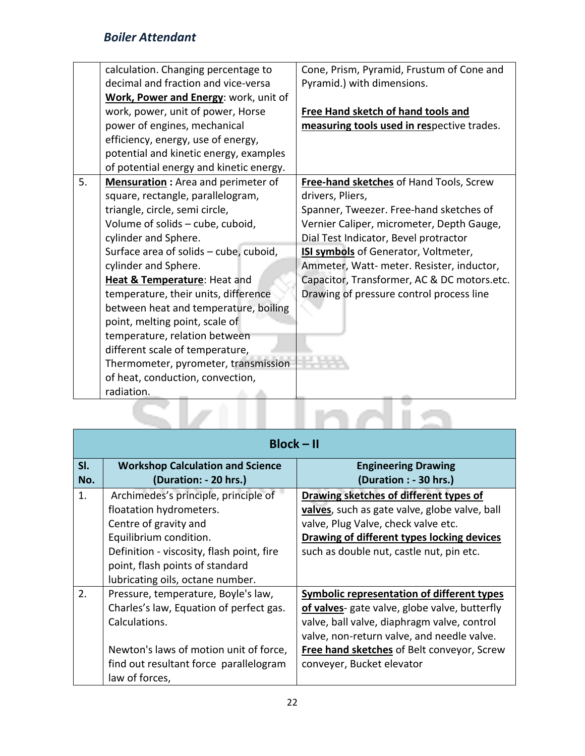|  | calculation. Changing percentage to decimal and fraction and vice-versa<br>**Work, Power and Energy**: work, unit of work, power, unit of power, Horse power of engines, mechanical efficiency, energy, use of energy, potential and kinetic energy, examples of potential energy and kinetic energy. | Cone, Prism, Pyramid, Frustum of Cone and Pyramid.) with dimensions.<br><br>**Free Hand sketch of hand tools and measuring tools used in res**pective trades. |
|---|---|---|
| 5. | **Mensuration :** Area and perimeter of square, rectangle, parallelogram, triangle, circle, semi circle,<br>Volume of solids – cube, cuboid, cylinder and Sphere.<br>Surface area of solids – cube, cuboid, cylinder and Sphere.<br>**Heat & Temperature**: Heat and temperature, their units, difference between heat and temperature, boiling point, melting point, scale of temperature, relation between different scale of temperature, Thermometer, pyrometer, transmission of heat, conduction, convection, radiation. | **Free-hand sketches** of Hand Tools, Screw drivers, Pliers,<br>Spanner, Tweezer. Free-hand sketches of Vernier Caliper, micrometer, Depth Gauge, Dial Test Indicator, Bevel protractor<br>**ISI symbols** of Generator, Voltmeter, Ammeter, Watt- meter. Resister, inductor, Capacitor, Transformer, AC & DC motors.etc.<br>Drawing of pressure control process line |

| **Block – II** | | |
|---|---|---|
| **Sl. No.** | **Workshop Calculation and Science (Duration: - 20 hrs.)** | **Engineering Drawing (Duration : - 30 hrs.)** |
| 1. | Archimedes's principle, principle of floatation hydrometers.<br>Centre of gravity and<br>Equilibrium condition.<br>Definition - viscosity, flash point, fire point, flash points of standard lubricating oils, octane number. | **Drawing sketches of different types of valves**, such as gate valve, globe valve, ball valve, Plug Valve, check valve etc.<br>**Drawing of different types locking devices** such as double nut, castle nut, pin etc. |
| 2. | Pressure, temperature, Boyle's law, Charles's law, Equation of perfect gas. Calculations.<br><br>Newton's laws of motion unit of force, find out resultant force parallelogram law of forces, | **Symbolic representation of different types of valves**- gate valve, globe valve, butterfly valve, ball valve, diaphragm valve, control valve, non-return valve, and needle valve.<br>**Free hand sketches** of Belt conveyor, Screw conveyer, Bucket elevator |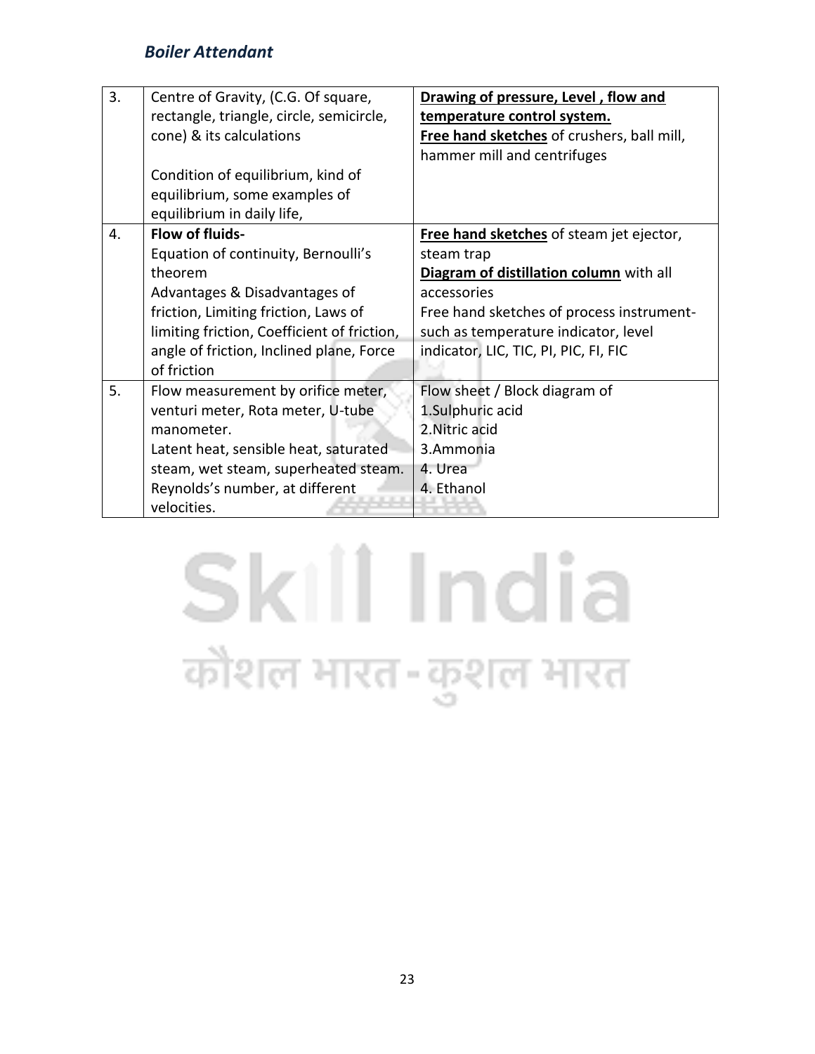| 3. | Centre of Gravity, (C.G. Of square, rectangle, triangle, circle, semicircle, cone) & its calculations<br><br>Condition of equilibrium, kind of equilibrium, some examples of equilibrium in daily life, | **Drawing of pressure, Level , flow and temperature control system.**<br>**Free hand sketches** of crushers, ball mill, hammer mill and centrifuges |
|---|---|---|
| 4. | **Flow of fluids-**<br>Equation of continuity, Bernoulli's theorem<br>Advantages & Disadvantages of friction, Limiting friction, Laws of limiting friction, Coefficient of friction, angle of friction, Inclined plane, Force of friction | **Free hand sketches** of steam jet ejector, steam trap<br>**Diagram of distillation column** with all accessories<br>Free hand sketches of process instrument- such as temperature indicator, level indicator, LIC, TIC, PI, PIC, FI, FIC |
| 5. | Flow measurement by orifice meter, venturi meter, Rota meter, U-tube manometer.<br>Latent heat, sensible heat, saturated steam, wet steam, superheated steam.<br>Reynolds's number, at different velocities. | Flow sheet / Block diagram of<br>1.Sulphuric acid<br>2.Nitric acid<br>3.Ammonia<br>4. Urea<br>4. Ethanol |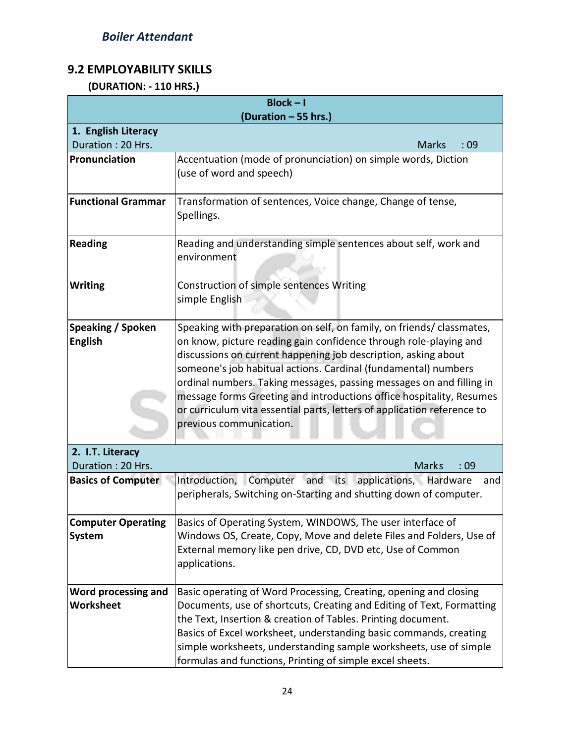## 9.2 EMPLOYABILITY SKILLS

**(DURATION: - 110 HRS.)**

| **Block – I (Duration – 55 hrs.)** | |
|---|---|
| **1. English Literacy** Duration : 20 Hrs. | Marks : 09 |
| **Pronunciation** | Accentuation (mode of pronunciation) on simple words, Diction (use of word and speech) |
| **Functional Grammar** | Transformation of sentences, Voice change, Change of tense, Spellings. |
| **Reading** | Reading and understanding simple sentences about self, work and environment |
| **Writing** | Construction of simple sentences Writing simple English |
| **Speaking / Spoken English** | Speaking with preparation on self, on family, on friends/ classmates, on know, picture reading gain confidence through role-playing and discussions on current happening job description, asking about someone's job habitual actions. Cardinal (fundamental) numbers ordinal numbers. Taking messages, passing messages on and filling in message forms Greeting and introductions office hospitality, Resumes or curriculum vita essential parts, letters of application reference to previous communication. |
| **2. I.T. Literacy** Duration : 20 Hrs. | Marks : 09 |
| **Basics of Computer** | Introduction, Computer and its applications, Hardware and peripherals, Switching on-Starting and shutting down of computer. |
| **Computer Operating System** | Basics of Operating System, WINDOWS, The user interface of Windows OS, Create, Copy, Move and delete Files and Folders, Use of External memory like pen drive, CD, DVD etc, Use of Common applications. |
| **Word processing and Worksheet** | Basic operating of Word Processing, Creating, opening and closing Documents, use of shortcuts, Creating and Editing of Text, Formatting the Text, Insertion & creation of Tables. Printing document. Basics of Excel worksheet, understanding basic commands, creating simple worksheets, understanding sample worksheets, use of simple formulas and functions, Printing of simple excel sheets. |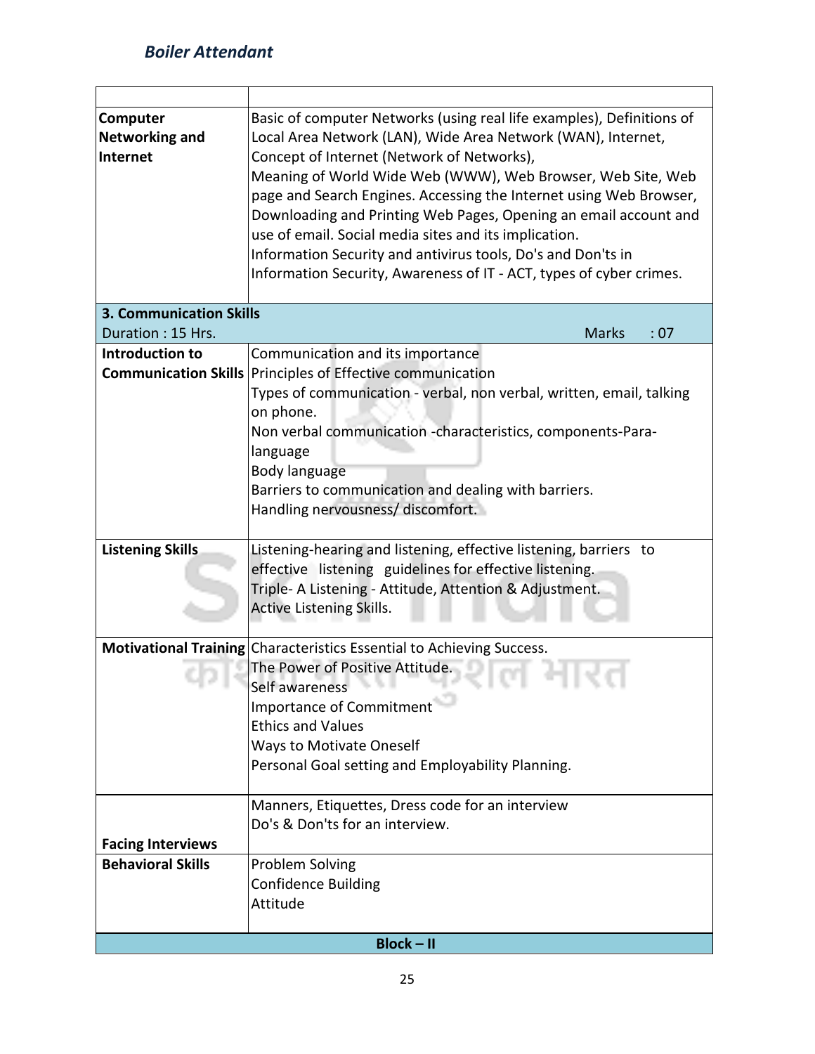| | |
|---|---|
| **Computer Networking and Internet** | Basic of computer Networks (using real life examples), Definitions of Local Area Network (LAN), Wide Area Network (WAN), Internet, Concept of Internet (Network of Networks),<br>Meaning of World Wide Web (WWW), Web Browser, Web Site, Web page and Search Engines. Accessing the Internet using Web Browser, Downloading and Printing Web Pages, Opening an email account and use of email. Social media sites and its implication.<br>Information Security and antivirus tools, Do's and Don'ts in Information Security, Awareness of IT - ACT, types of cyber crimes. |
| **3. Communication Skills**<br>Duration : 15 Hrs. | Marks : 07 |
| **Introduction to Communication Skills** | Communication and its importance<br>Principles of Effective communication<br>Types of communication - verbal, non verbal, written, email, talking on phone.<br>Non verbal communication -characteristics, components-Para-language<br>Body language<br>Barriers to communication and dealing with barriers.<br>Handling nervousness/ discomfort. |
| **Listening Skills** | Listening-hearing and listening, effective listening, barriers to effective listening guidelines for effective listening.<br>Triple- A Listening - Attitude, Attention & Adjustment.<br>Active Listening Skills. |
| **Motivational Training** | Characteristics Essential to Achieving Success.<br>The Power of Positive Attitude.<br>Self awareness<br>Importance of Commitment<br>Ethics and Values<br>Ways to Motivate Oneself<br>Personal Goal setting and Employability Planning. |
| **Facing Interviews** | Manners, Etiquettes, Dress code for an interview<br>Do's & Don'ts for an interview. |
| **Behavioral Skills** | Problem Solving<br>Confidence Building<br>Attitude |
| **Block – II** | |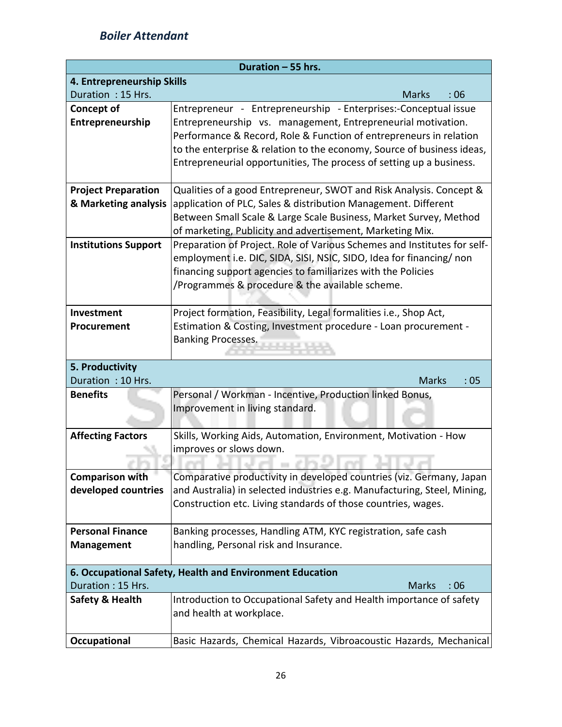| Duration – 55 hrs. | |
|---|---|
| **4. Entrepreneurship Skills**<br>Duration : 15 Hrs. Marks : 06 | |
| **Concept of Entrepreneurship** | Entrepreneur - Entrepreneurship - Enterprises:-Conceptual issue Entrepreneurship vs. management, Entrepreneurial motivation. Performance & Record, Role & Function of entrepreneurs in relation to the enterprise & relation to the economy, Source of business ideas, Entrepreneurial opportunities, The process of setting up a business. |
| **Project Preparation & Marketing analysis** | Qualities of a good Entrepreneur, SWOT and Risk Analysis. Concept & application of PLC, Sales & distribution Management. Different Between Small Scale & Large Scale Business, Market Survey, Method of marketing, Publicity and advertisement, Marketing Mix. |
| **Institutions Support** | Preparation of Project. Role of Various Schemes and Institutes for self-employment i.e. DIC, SIDA, SISI, NSIC, SIDO, Idea for financing/ non financing support agencies to familiarizes with the Policies /Programmes & procedure & the available scheme. |
| **Investment Procurement** | Project formation, Feasibility, Legal formalities i.e., Shop Act, Estimation & Costing, Investment procedure - Loan procurement - Banking Processes. |
| **5. Productivity**<br>Duration : 10 Hrs. Marks : 05 | |
| **Benefits** | Personal / Workman - Incentive, Production linked Bonus, Improvement in living standard. |
| **Affecting Factors** | Skills, Working Aids, Automation, Environment, Motivation - How improves or slows down. |
| **Comparison with developed countries** | Comparative productivity in developed countries (viz. Germany, Japan and Australia) in selected industries e.g. Manufacturing, Steel, Mining, Construction etc. Living standards of those countries, wages. |
| **Personal Finance Management** | Banking processes, Handling ATM, KYC registration, safe cash handling, Personal risk and Insurance. |
| **6. Occupational Safety, Health and Environment Education**<br>Duration : 15 Hrs. Marks : 06 | |
| **Safety & Health** | Introduction to Occupational Safety and Health importance of safety and health at workplace. |
| **Occupational** | Basic Hazards, Chemical Hazards, Vibroacoustic Hazards, Mechanical |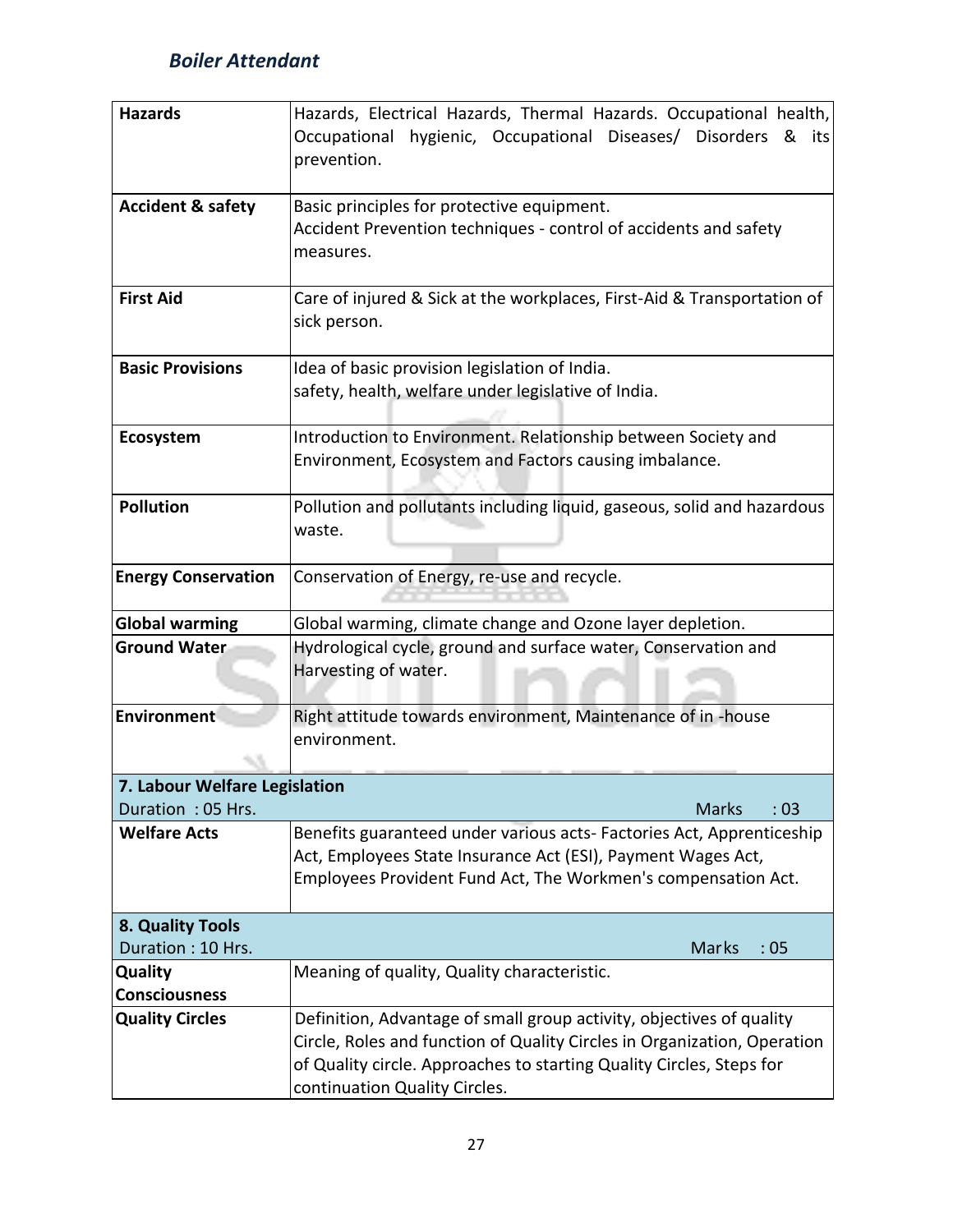| | |
|---|---|
| **Hazards** | Hazards, Electrical Hazards, Thermal Hazards. Occupational health, Occupational hygienic, Occupational Diseases/ Disorders & its prevention. |
| **Accident & safety** | Basic principles for protective equipment.<br>Accident Prevention techniques - control of accidents and safety measures. |
| **First Aid** | Care of injured & Sick at the workplaces, First-Aid & Transportation of sick person. |
| **Basic Provisions** | Idea of basic provision legislation of India.<br>safety, health, welfare under legislative of India. |
| **Ecosystem** | Introduction to Environment. Relationship between Society and Environment, Ecosystem and Factors causing imbalance. |
| **Pollution** | Pollution and pollutants including liquid, gaseous, solid and hazardous waste. |
| **Energy Conservation** | Conservation of Energy, re-use and recycle. |
| **Global warming** | Global warming, climate change and Ozone layer depletion. |
| **Ground Water** | Hydrological cycle, ground and surface water, Conservation and Harvesting of water. |
| **Environment** | Right attitude towards environment, Maintenance of in -house environment. |
| **7. Labour Welfare Legislation**<br>Duration : 05 Hrs. | Marks : 03 |
| **Welfare Acts** | Benefits guaranteed under various acts- Factories Act, Apprenticeship Act, Employees State Insurance Act (ESI), Payment Wages Act, Employees Provident Fund Act, The Workmen's compensation Act. |
| **8. Quality Tools**<br>Duration : 10 Hrs. | Marks : 05 |
| **Quality Consciousness** | Meaning of quality, Quality characteristic. |
| **Quality Circles** | Definition, Advantage of small group activity, objectives of quality Circle, Roles and function of Quality Circles in Organization, Operation of Quality circle. Approaches to starting Quality Circles, Steps for continuation Quality Circles. |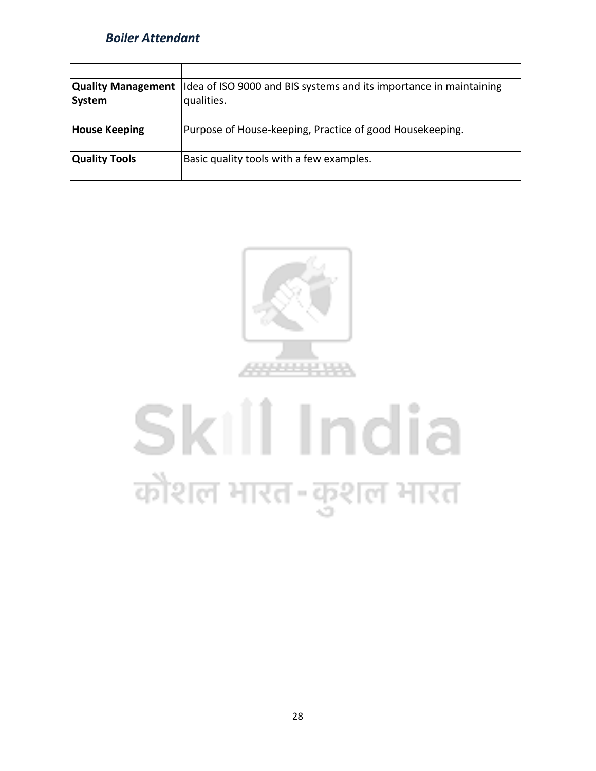| | |
|---|---|
| **Quality Management System** | Idea of ISO 9000 and BIS systems and its importance in maintaining qualities. |
| **House Keeping** | Purpose of House-keeping, Practice of good Housekeeping. |
| **Quality Tools** | Basic quality tools with a few examples. |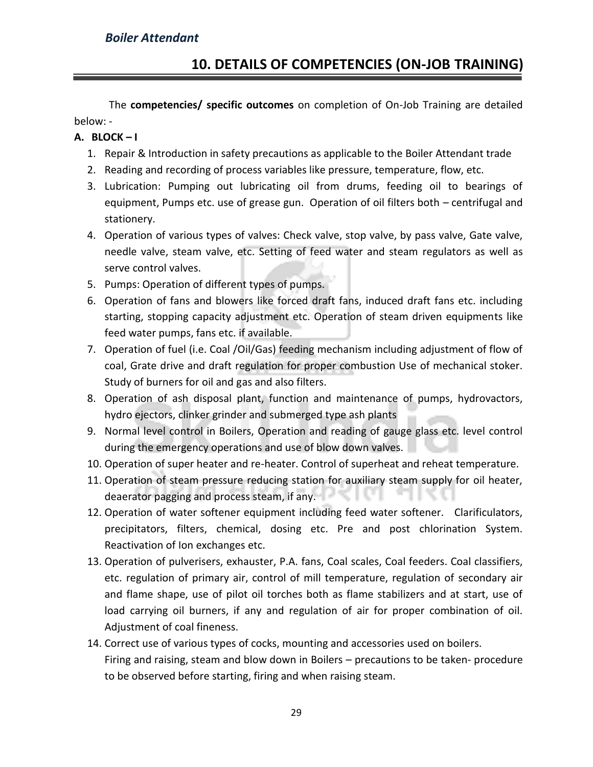## 10. DETAILS OF COMPETENCIES (ON-JOB TRAINING)

The **competencies/ specific outcomes** on completion of On-Job Training are detailed below: -

**A. BLOCK – I**

1. Repair & Introduction in safety precautions as applicable to the Boiler Attendant trade
2. Reading and recording of process variables like pressure, temperature, flow, etc.
3. Lubrication: Pumping out lubricating oil from drums, feeding oil to bearings of equipment, Pumps etc. use of grease gun. Operation of oil filters both – centrifugal and stationery.
4. Operation of various types of valves: Check valve, stop valve, by pass valve, Gate valve, needle valve, steam valve, etc. Setting of feed water and steam regulators as well as serve control valves.
5. Pumps: Operation of different types of pumps.
6. Operation of fans and blowers like forced draft fans, induced draft fans etc. including starting, stopping capacity adjustment etc. Operation of steam driven equipments like feed water pumps, fans etc. if available.
7. Operation of fuel (i.e. Coal /Oil/Gas) feeding mechanism including adjustment of flow of coal, Grate drive and draft regulation for proper combustion Use of mechanical stoker. Study of burners for oil and gas and also filters.
8. Operation of ash disposal plant, function and maintenance of pumps, hydrovactors, hydro ejectors, clinker grinder and submerged type ash plants
9. Normal level control in Boilers, Operation and reading of gauge glass etc. level control during the emergency operations and use of blow down valves.
10. Operation of super heater and re-heater. Control of superheat and reheat temperature.
11. Operation of steam pressure reducing station for auxiliary steam supply for oil heater, deaerator pagging and process steam, if any.
12. Operation of water softener equipment including feed water softener. Clarificulators, precipitators, filters, chemical, dosing etc. Pre and post chlorination System. Reactivation of Ion exchanges etc.
13. Operation of pulverisers, exhauster, P.A. fans, Coal scales, Coal feeders. Coal classifiers, etc. regulation of primary air, control of mill temperature, regulation of secondary air and flame shape, use of pilot oil torches both as flame stabilizers and at start, use of load carrying oil burners, if any and regulation of air for proper combination of oil. Adjustment of coal fineness.
14. Correct use of various types of cocks, mounting and accessories used on boilers.
    Firing and raising, steam and blow down in Boilers – precautions to be taken- procedure to be observed before starting, firing and when raising steam.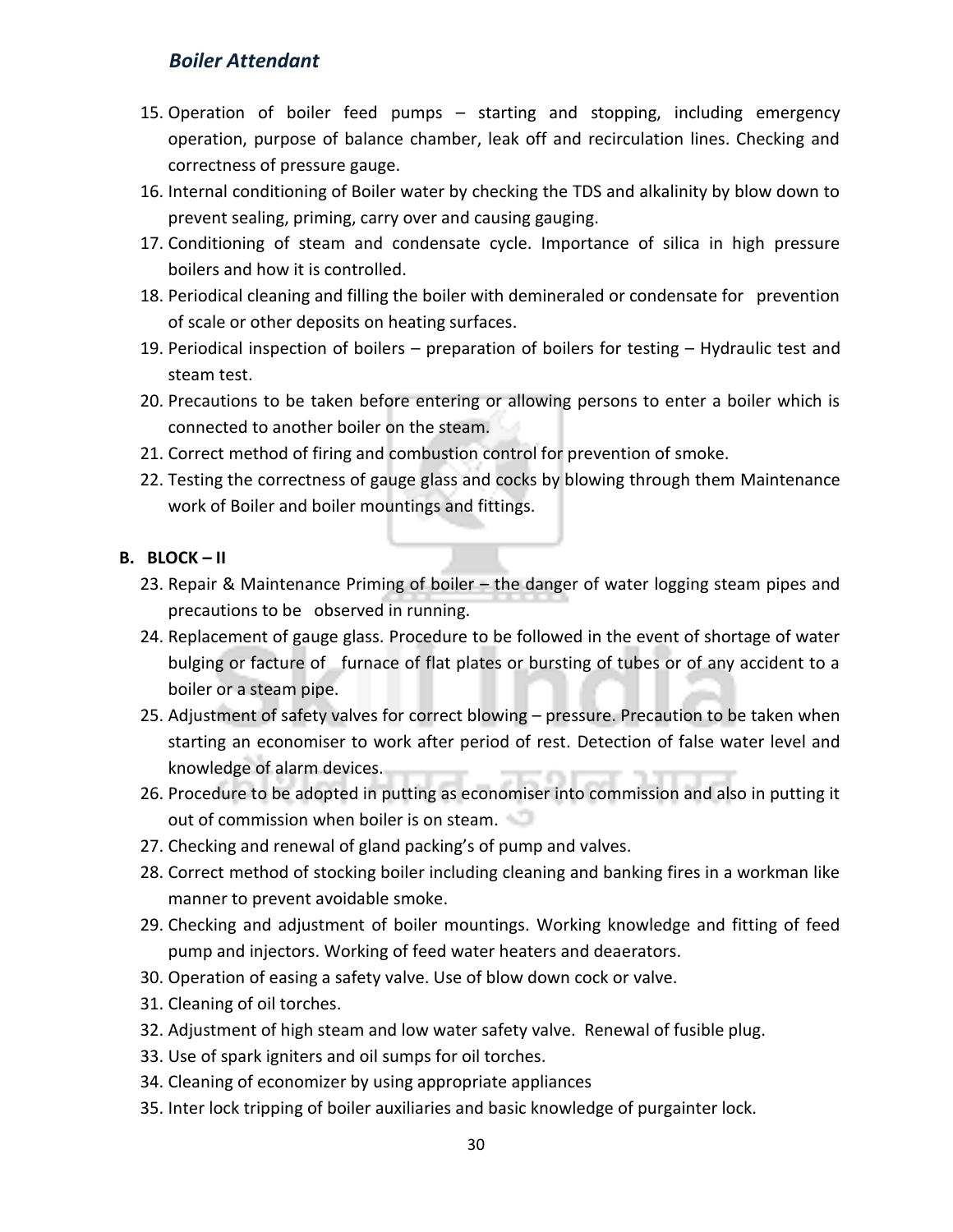15. Operation of boiler feed pumps – starting and stopping, including emergency operation, purpose of balance chamber, leak off and recirculation lines. Checking and correctness of pressure gauge.
16. Internal conditioning of Boiler water by checking the TDS and alkalinity by blow down to prevent sealing, priming, carry over and causing gauging.
17. Conditioning of steam and condensate cycle. Importance of silica in high pressure boilers and how it is controlled.
18. Periodical cleaning and filling the boiler with demineraled or condensate for prevention of scale or other deposits on heating surfaces.
19. Periodical inspection of boilers – preparation of boilers for testing – Hydraulic test and steam test.
20. Precautions to be taken before entering or allowing persons to enter a boiler which is connected to another boiler on the steam.
21. Correct method of firing and combustion control for prevention of smoke.
22. Testing the correctness of gauge glass and cocks by blowing through them Maintenance work of Boiler and boiler mountings and fittings.

**B. BLOCK – II**

23. Repair & Maintenance Priming of boiler – the danger of water logging steam pipes and precautions to be observed in running.
24. Replacement of gauge glass. Procedure to be followed in the event of shortage of water bulging or facture of furnace of flat plates or bursting of tubes or of any accident to a boiler or a steam pipe.
25. Adjustment of safety valves for correct blowing – pressure. Precaution to be taken when starting an economiser to work after period of rest. Detection of false water level and knowledge of alarm devices.
26. Procedure to be adopted in putting as economiser into commission and also in putting it out of commission when boiler is on steam.
27. Checking and renewal of gland packing's of pump and valves.
28. Correct method of stocking boiler including cleaning and banking fires in a workman like manner to prevent avoidable smoke.
29. Checking and adjustment of boiler mountings. Working knowledge and fitting of feed pump and injectors. Working of feed water heaters and deaerators.
30. Operation of easing a safety valve. Use of blow down cock or valve.
31. Cleaning of oil torches.
32. Adjustment of high steam and low water safety valve. Renewal of fusible plug.
33. Use of spark igniters and oil sumps for oil torches.
34. Cleaning of economizer by using appropriate appliances
35. Inter lock tripping of boiler auxiliaries and basic knowledge of purgainter lock.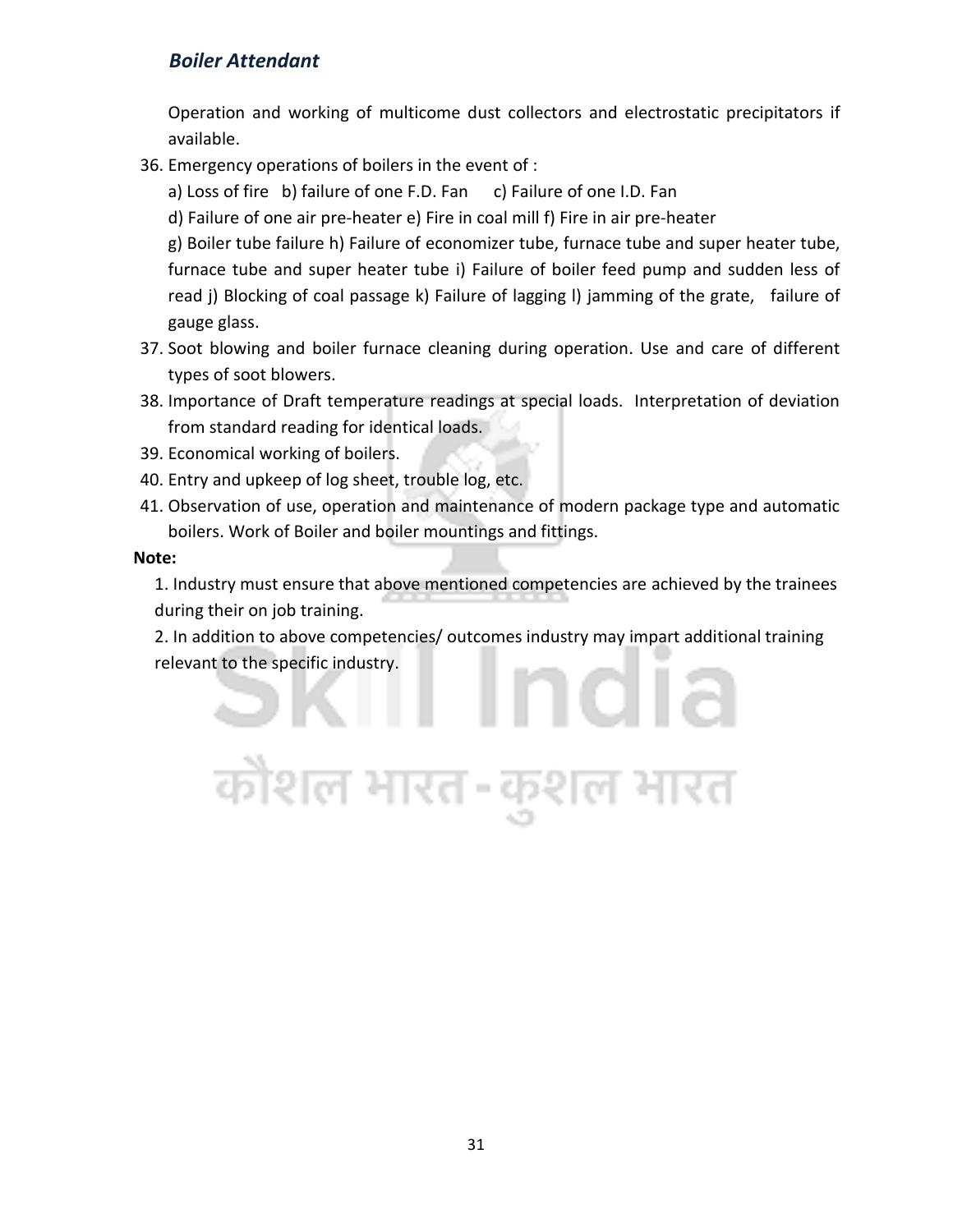Operation and working of multicome dust collectors and electrostatic precipitators if available.

36. Emergency operations of boilers in the event of :

    a) Loss of fire b) failure of one F.D. Fan c) Failure of one I.D. Fan

    d) Failure of one air pre-heater e) Fire in coal mill f) Fire in air pre-heater

    g) Boiler tube failure h) Failure of economizer tube, furnace tube and super heater tube, furnace tube and super heater tube i) Failure of boiler feed pump and sudden less of read j) Blocking of coal passage k) Failure of lagging l) jamming of the grate, failure of gauge glass.

37. Soot blowing and boiler furnace cleaning during operation. Use and care of different types of soot blowers.
38. Importance of Draft temperature readings at special loads. Interpretation of deviation from standard reading for identical loads.
39. Economical working of boilers.
40. Entry and upkeep of log sheet, trouble log, etc.
41. Observation of use, operation and maintenance of modern package type and automatic boilers. Work of Boiler and boiler mountings and fittings.

**Note:**

1. Industry must ensure that above mentioned competencies are achieved by the trainees during their on job training.
2. In addition to above competencies/ outcomes industry may impart additional training relevant to the specific industry.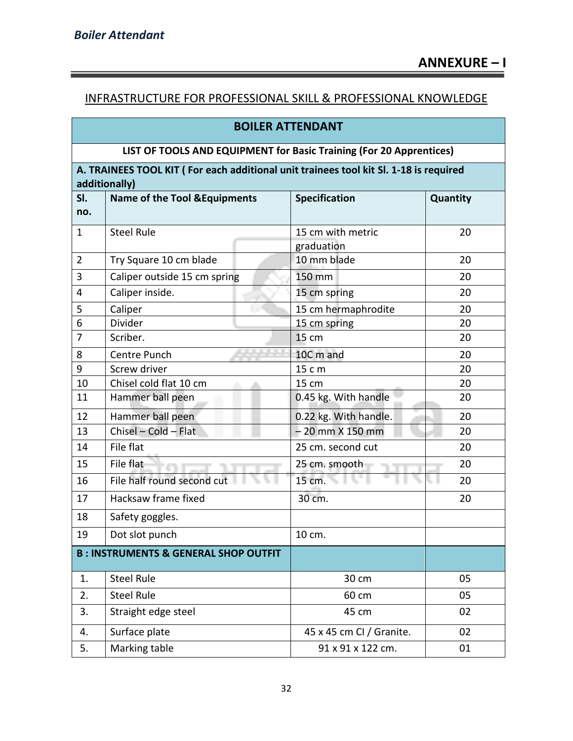## ANNEXURE – I

INFRASTRUCTURE FOR PROFESSIONAL SKILL & PROFESSIONAL KNOWLEDGE

| BOILER ATTENDANT | | | |
|---|---|---|---|
| **LIST OF TOOLS AND EQUIPMENT for Basic Training (For 20 Apprentices)** | | | |
| **A. TRAINEES TOOL KIT ( For each additional unit trainees tool kit Sl. 1-18 is required additionally)** | | | |
| **Sl. no.** | **Name of the Tool &Equipments** | **Specification** | **Quantity** |
| 1 | Steel Rule | 15 cm with metric graduation | 20 |
| 2 | Try Square 10 cm blade | 10 mm blade | 20 |
| 3 | Caliper outside 15 cm spring | 150 mm | 20 |
| 4 | Caliper inside. | 15 cm spring | 20 |
| 5 | Caliper | 15 cm hermaphrodite | 20 |
| 6 | Divider | 15 cm spring | 20 |
| 7 | Scriber. | 15 cm | 20 |
| 8 | Centre Punch | 10C m and | 20 |
| 9 | Screw driver | 15 c m | 20 |
| 10 | Chisel cold flat 10 cm | 15 cm | 20 |
| 11 | Hammer ball peen | 0.45 kg. With handle | 20 |
| 12 | Hammer ball peen | 0.22 kg. With handle. | 20 |
| 13 | Chisel – Cold – Flat | – 20 mm X 150 mm | 20 |
| 14 | File flat | 25 cm. second cut | 20 |
| 15 | File flat | 25 cm. smooth | 20 |
| 16 | File half round second cut | 15 cm. | 20 |
| 17 | Hacksaw frame fixed | 30 cm. | 20 |
| 18 | Safety goggles. | | |
| 19 | Dot slot punch | 10 cm. | |
| **B : INSTRUMENTS & GENERAL SHOP OUTFIT** | | | |
| 1. | Steel Rule | 30 cm | 05 |
| 2. | Steel Rule | 60 cm | 05 |
| 3. | Straight edge steel | 45 cm | 02 |
| 4. | Surface plate | 45 x 45 cm CI / Granite. | 02 |
| 5. | Marking table | 91 x 91 x 122 cm. | 01 |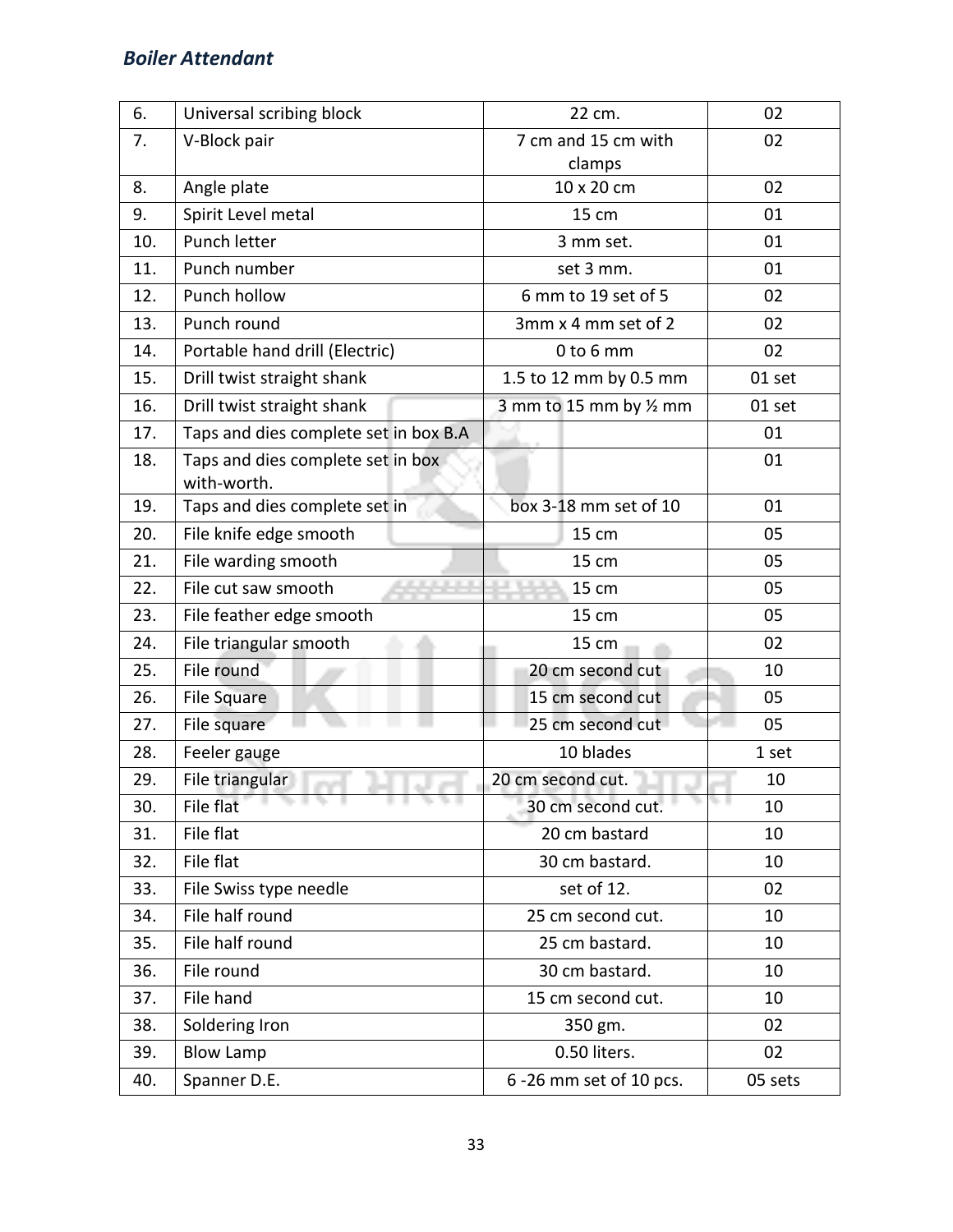| 6. | Universal scribing block | 22 cm. | 02 |
|---|---|---|---|
| 7. | V-Block pair | 7 cm and 15 cm with clamps | 02 |
| 8. | Angle plate | 10 x 20 cm | 02 |
| 9. | Spirit Level metal | 15 cm | 01 |
| 10. | Punch letter | 3 mm set. | 01 |
| 11. | Punch number | set 3 mm. | 01 |
| 12. | Punch hollow | 6 mm to 19 set of 5 | 02 |
| 13. | Punch round | 3mm x 4 mm set of 2 | 02 |
| 14. | Portable hand drill (Electric) | 0 to 6 mm | 02 |
| 15. | Drill twist straight shank | 1.5 to 12 mm by 0.5 mm | 01 set |
| 16. | Drill twist straight shank | 3 mm to 15 mm by ½ mm | 01 set |
| 17. | Taps and dies complete set in box B.A | | 01 |
| 18. | Taps and dies complete set in box with-worth. | | 01 |
| 19. | Taps and dies complete set in | box 3-18 mm set of 10 | 01 |
| 20. | File knife edge smooth | 15 cm | 05 |
| 21. | File warding smooth | 15 cm | 05 |
| 22. | File cut saw smooth | 15 cm | 05 |
| 23. | File feather edge smooth | 15 cm | 05 |
| 24. | File triangular smooth | 15 cm | 02 |
| 25. | File round | 20 cm second cut | 10 |
| 26. | File Square | 15 cm second cut | 05 |
| 27. | File square | 25 cm second cut | 05 |
| 28. | Feeler gauge | 10 blades | 1 set |
| 29. | File triangular | 20 cm second cut. | 10 |
| 30. | File flat | 30 cm second cut. | 10 |
| 31. | File flat | 20 cm bastard | 10 |
| 32. | File flat | 30 cm bastard. | 10 |
| 33. | File Swiss type needle | set of 12. | 02 |
| 34. | File half round | 25 cm second cut. | 10 |
| 35. | File half round | 25 cm bastard. | 10 |
| 36. | File round | 30 cm bastard. | 10 |
| 37. | File hand | 15 cm second cut. | 10 |
| 38. | Soldering Iron | 350 gm. | 02 |
| 39. | Blow Lamp | 0.50 liters. | 02 |
| 40. | Spanner D.E. | 6 -26 mm set of 10 pcs. | 05 sets |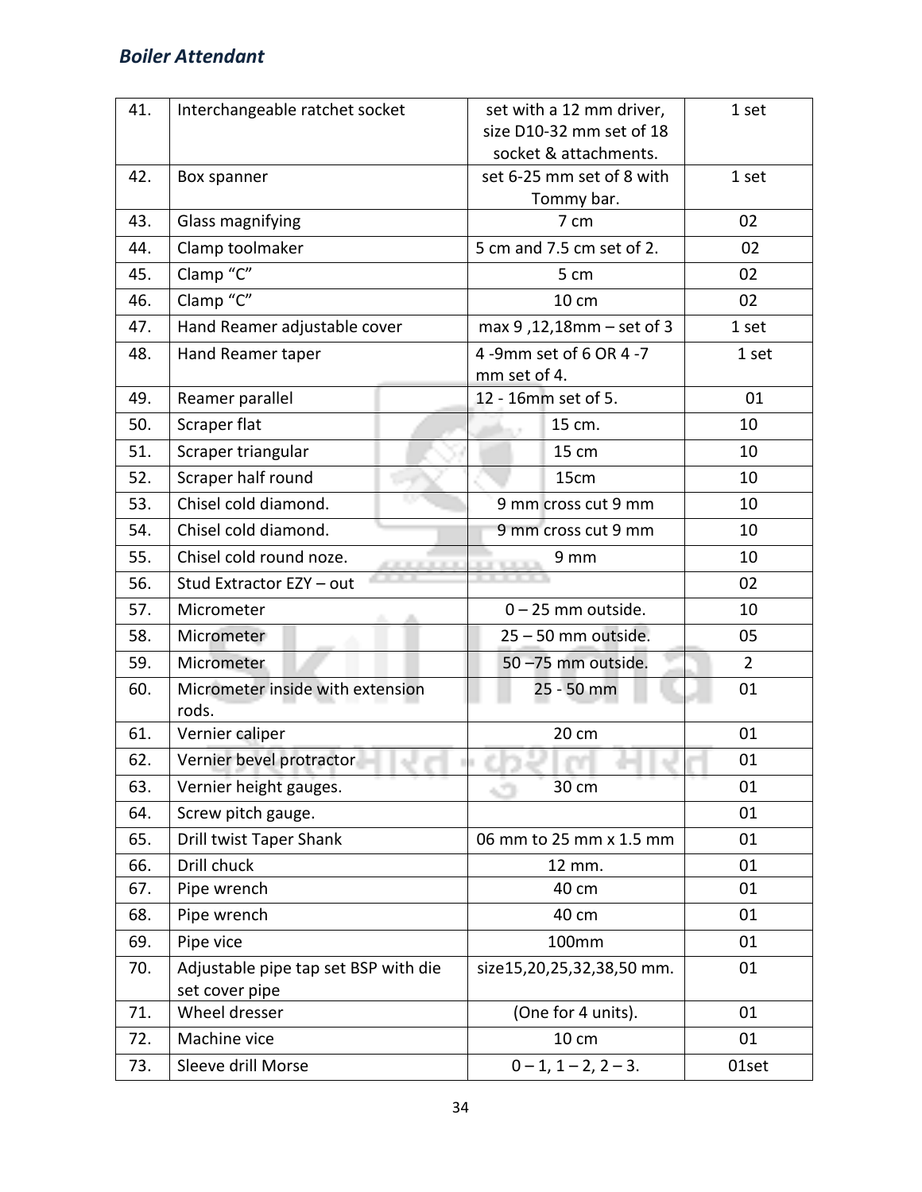| 41. | Interchangeable ratchet socket | set with a 12 mm driver, size D10-32 mm set of 18 socket & attachments. | 1 set |
|---|---|---|---|
| 42. | Box spanner | set 6-25 mm set of 8 with Tommy bar. | 1 set |
| 43. | Glass magnifying | 7 cm | 02 |
| 44. | Clamp toolmaker | 5 cm and 7.5 cm set of 2. | 02 |
| 45. | Clamp “C” | 5 cm | 02 |
| 46. | Clamp “C” | 10 cm | 02 |
| 47. | Hand Reamer adjustable cover | max 9 ,12,18mm – set of 3 | 1 set |
| 48. | Hand Reamer taper | 4 -9mm set of 6 OR 4 -7 mm set of 4. | 1 set |
| 49. | Reamer parallel | 12 - 16mm set of 5. | 01 |
| 50. | Scraper flat | 15 cm. | 10 |
| 51. | Scraper triangular | 15 cm | 10 |
| 52. | Scraper half round | 15cm | 10 |
| 53. | Chisel cold diamond. | 9 mm cross cut 9 mm | 10 |
| 54. | Chisel cold diamond. | 9 mm cross cut 9 mm | 10 |
| 55. | Chisel cold round noze. | 9 mm | 10 |
| 56. | Stud Extractor EZY – out | | 02 |
| 57. | Micrometer | 0 – 25 mm outside. | 10 |
| 58. | Micrometer | 25 – 50 mm outside. | 05 |
| 59. | Micrometer | 50 –75 mm outside. | 2 |
| 60. | Micrometer inside with extension rods. | 25 - 50 mm | 01 |
| 61. | Vernier caliper | 20 cm | 01 |
| 62. | Vernier bevel protractor | | 01 |
| 63. | Vernier height gauges. | 30 cm | 01 |
| 64. | Screw pitch gauge. | | 01 |
| 65. | Drill twist Taper Shank | 06 mm to 25 mm x 1.5 mm | 01 |
| 66. | Drill chuck | 12 mm. | 01 |
| 67. | Pipe wrench | 40 cm | 01 |
| 68. | Pipe wrench | 40 cm | 01 |
| 69. | Pipe vice | 100mm | 01 |
| 70. | Adjustable pipe tap set BSP with die set cover pipe | size15,20,25,32,38,50 mm. | 01 |
| 71. | Wheel dresser | (One for 4 units). | 01 |
| 72. | Machine vice | 10 cm | 01 |
| 73. | Sleeve drill Morse | 0 – 1, 1 – 2, 2 – 3. | 01set |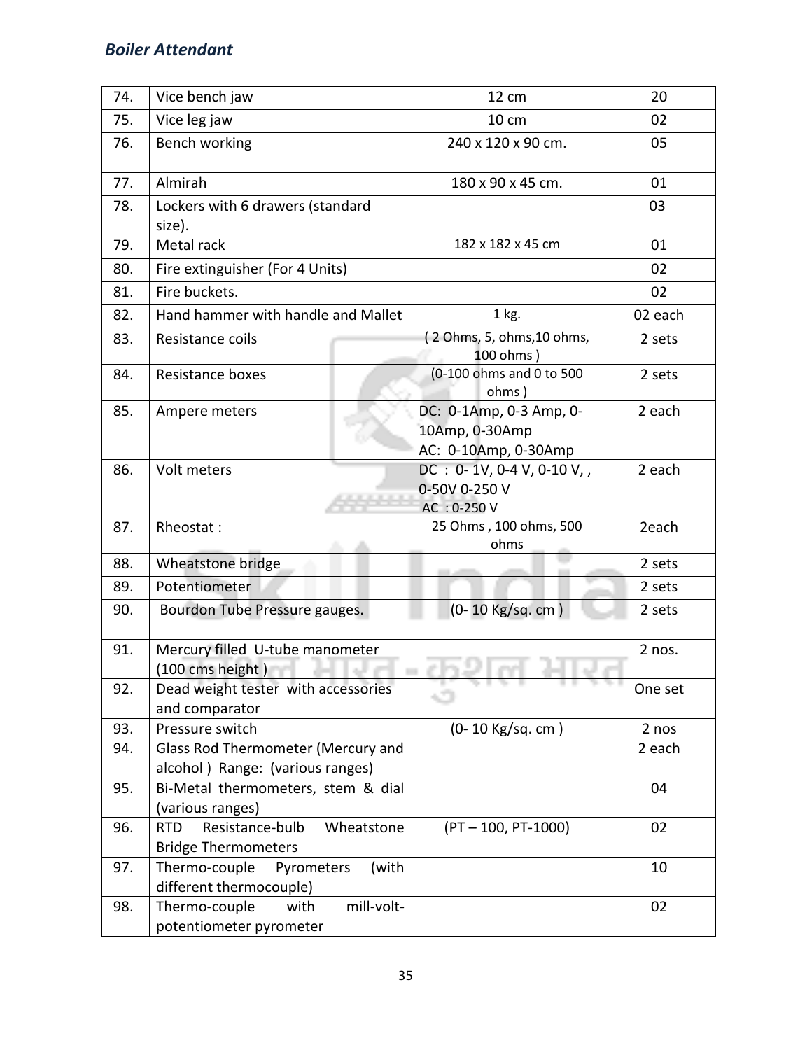| 74. | Vice bench jaw | 12 cm | 20 |
|---|---|---|---|
| 75. | Vice leg jaw | 10 cm | 02 |
| 76. | Bench working | 240 x 120 x 90 cm. | 05 |
| 77. | Almirah | 180 x 90 x 45 cm. | 01 |
| 78. | Lockers with 6 drawers (standard size). | | 03 |
| 79. | Metal rack | 182 x 182 x 45 cm | 01 |
| 80. | Fire extinguisher (For 4 Units) | | 02 |
| 81. | Fire buckets. | | 02 |
| 82. | Hand hammer with handle and Mallet | 1 kg. | 02 each |
| 83. | Resistance coils | ( 2 Ohms, 5, ohms,10 ohms, 100 ohms ) | 2 sets |
| 84. | Resistance boxes | (0-100 ohms and 0 to 500 ohms ) | 2 sets |
| 85. | Ampere meters | DC: 0-1Amp, 0-3 Amp, 0-10Amp, 0-30Amp<br>AC: 0-10Amp, 0-30Amp | 2 each |
| 86. | Volt meters | DC : 0- 1V, 0-4 V, 0-10 V, , 0-50V 0-250 V<br>AC : 0-250 V | 2 each |
| 87. | Rheostat : | 25 Ohms , 100 ohms, 500 ohms | 2each |
| 88. | Wheatstone bridge | | 2 sets |
| 89. | Potentiometer | | 2 sets |
| 90. | Bourdon Tube Pressure gauges. | (0- 10 Kg/sq. cm ) | 2 sets |
| 91. | Mercury filled U-tube manometer (100 cms height ) | | 2 nos. |
| 92. | Dead weight tester with accessories and comparator | | One set |
| 93. | Pressure switch | (0- 10 Kg/sq. cm ) | 2 nos |
| 94. | Glass Rod Thermometer (Mercury and alcohol ) Range: (various ranges) | | 2 each |
| 95. | Bi-Metal thermometers, stem & dial (various ranges) | | 04 |
| 96. | RTD Resistance-bulb Wheatstone Bridge Thermometers | (PT – 100, PT-1000) | 02 |
| 97. | Thermo-couple Pyrometers (with different thermocouple) | | 10 |
| 98. | Thermo-couple with mill-volt-potentiometer pyrometer | | 02 |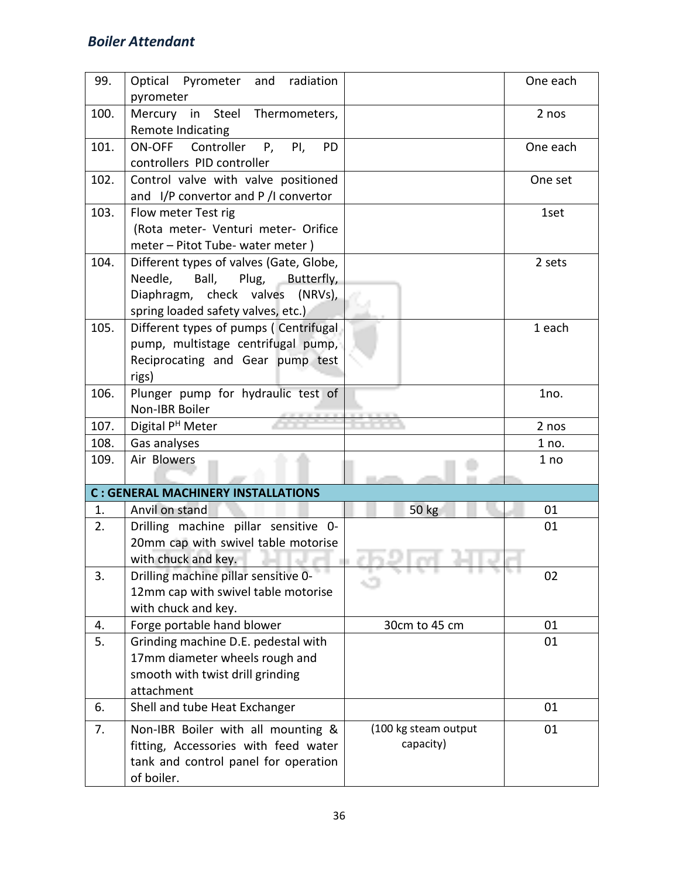| | | | |
|---|---|---|---|
| 99. | Optical Pyrometer and radiation pyrometer | | One each |
| 100. | Mercury in Steel Thermometers, Remote Indicating | | 2 nos |
| 101. | ON-OFF Controller P, PI, PD controllers PID controller | | One each |
| 102. | Control valve with valve positioned and I/P convertor and P /I convertor | | One set |
| 103. | Flow meter Test rig (Rota meter- Venturi meter- Orifice meter – Pitot Tube- water meter ) | | 1set |
| 104. | Different types of valves (Gate, Globe, Needle, Ball, Plug, Butterfly, Diaphragm, check valves (NRVs), spring loaded safety valves, etc.) | | 2 sets |
| 105. | Different types of pumps ( Centrifugal pump, multistage centrifugal pump, Reciprocating and Gear pump test rigs) | | 1 each |
| 106. | Plunger pump for hydraulic test of Non-IBR Boiler | | 1no. |
| 107. | Digital P$^{H}$ Meter | | 2 nos |
| 108. | Gas analyses | | 1 no. |
| 109. | Air Blowers | | 1 no |
| **C : GENERAL MACHINERY INSTALLATIONS** | | | |
| 1. | Anvil on stand | 50 kg | 01 |
| 2. | Drilling machine pillar sensitive 0-20mm cap with swivel table motorise with chuck and key. | | 01 |
| 3. | Drilling machine pillar sensitive 0-12mm cap with swivel table motorise with chuck and key. | | 02 |
| 4. | Forge portable hand blower | 30cm to 45 cm | 01 |
| 5. | Grinding machine D.E. pedestal with 17mm diameter wheels rough and smooth with twist drill grinding attachment | | 01 |
| 6. | Shell and tube Heat Exchanger | | 01 |
| 7. | Non-IBR Boiler with all mounting & fitting, Accessories with feed water tank and control panel for operation of boiler. | (100 kg steam output capacity) | 01 |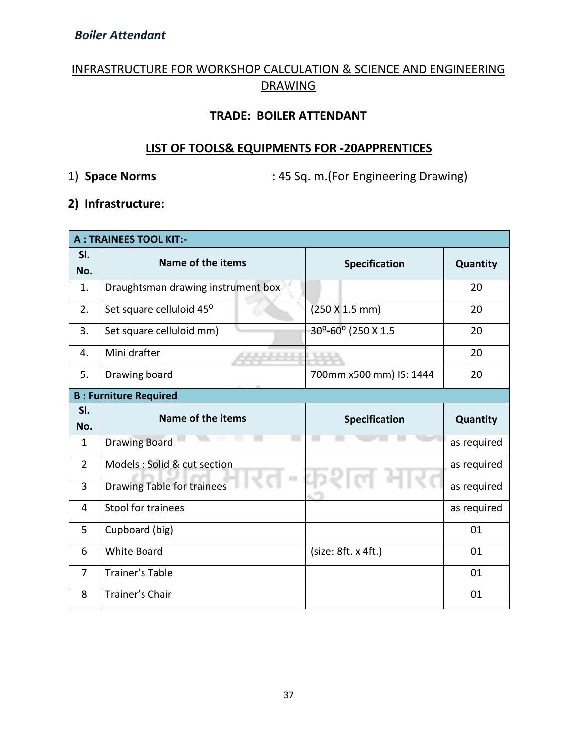## INFRASTRUCTURE FOR WORKSHOP CALCULATION & SCIENCE AND ENGINEERING DRAWING

### TRADE: BOILER ATTENDANT

### LIST OF TOOLS& EQUIPMENTS FOR -20APPRENTICES

1) **Space Norms** : 45 Sq. m.(For Engineering Drawing)

**2) Infrastructure:**

| **A : TRAINEES TOOL KIT:-** | | | |
|---|---|---|---|
| **Sl. No.** | **Name of the items** | **Specification** | **Quantity** |
| 1. | Draughtsman drawing instrument box | | 20 |
| 2. | Set square celluloid $45^{o}$ | (250 X 1.5 mm) | 20 |
| 3. | Set square celluloid mm) | $30^{o}$-$60^{o}$ (250 X 1.5 | 20 |
| 4. | Mini drafter | | 20 |
| 5. | Drawing board | 700mm x500 mm) IS: 1444 | 20 |
| **B : Furniture Required** | | | |
| **Sl. No.** | **Name of the items** | **Specification** | **Quantity** |
| 1 | Drawing Board | | as required |
| 2 | Models : Solid & cut section | | as required |
| 3 | Drawing Table for trainees | | as required |
| 4 | Stool for trainees | | as required |
| 5 | Cupboard (big) | | 01 |
| 6 | White Board | (size: 8ft. x 4ft.) | 01 |
| 7 | Trainer's Table | | 01 |
| 8 | Trainer's Chair | | 01 |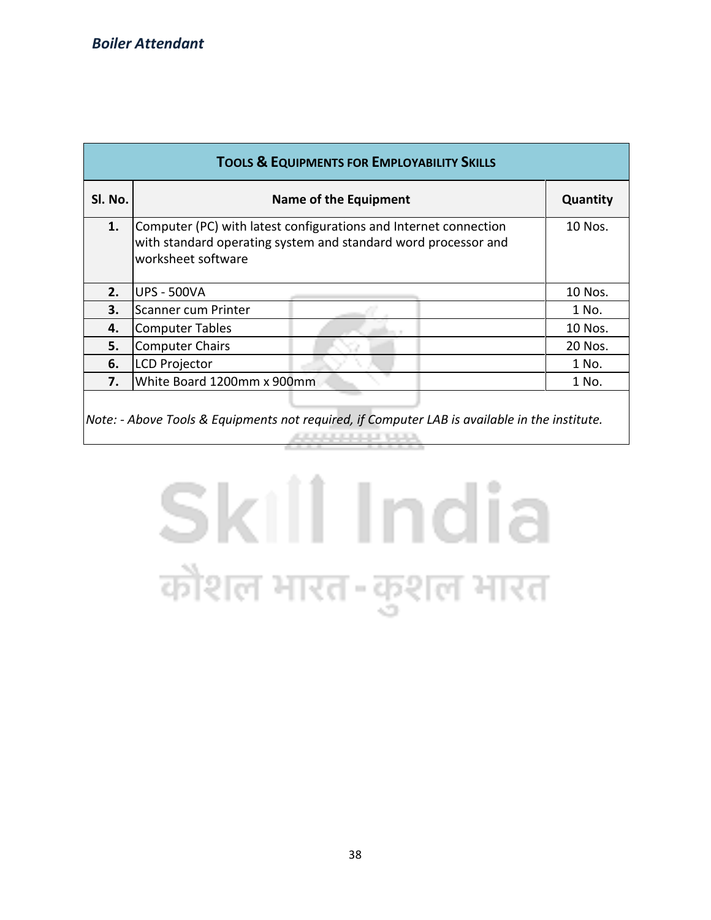| Tools & Equipments for Employability Skills | | |
|---|---|---|
| **Sl. No.** | **Name of the Equipment** | **Quantity** |
| **1.** | Computer (PC) with latest configurations and Internet connection with standard operating system and standard word processor and worksheet software | 10 Nos. |
| **2.** | UPS - 500VA | 10 Nos. |
| **3.** | Scanner cum Printer | 1 No. |
| **4.** | Computer Tables | 10 Nos. |
| **5.** | Computer Chairs | 20 Nos. |
| **6.** | LCD Projector | 1 No. |
| **7.** | White Board 1200mm x 900mm | 1 No. |

*Note: - Above Tools & Equipments not required, if Computer LAB is available in the institute.*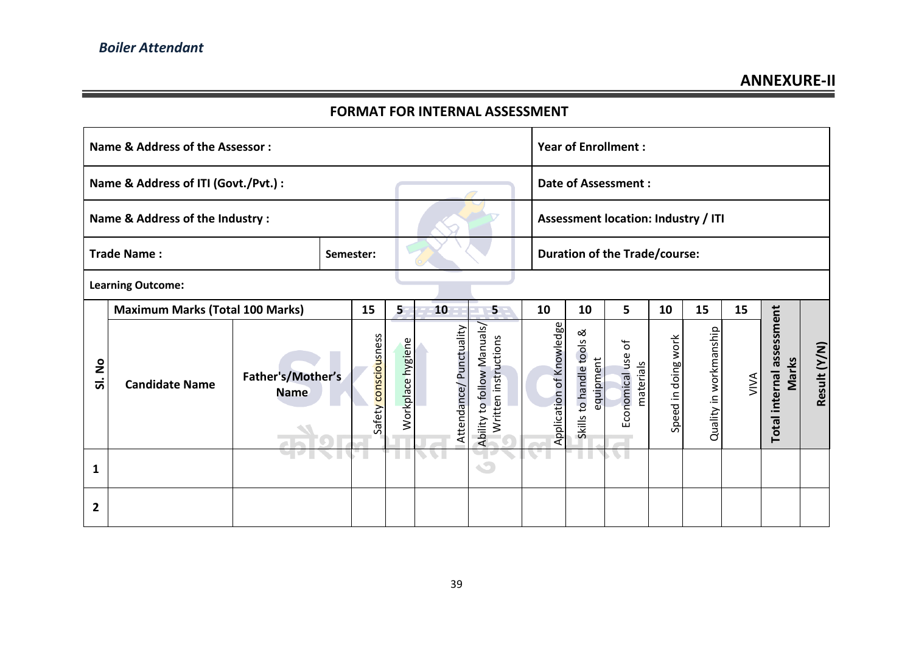## ANNEXURE-II

### FORMAT FOR INTERNAL ASSESSMENT

| | |
|---|---|
| **Name & Address of the Assessor :** | **Year of Enrollment :** |
| **Name & Address of ITI (Govt./Pvt.) :** | **Date of Assessment :** |
| **Name & Address of the Industry :** | **Assessment location: Industry / ITI** |
| **Trade Name :** **Semester:** | **Duration of the Trade/course:** |
| **Learning Outcome:** | |

| Sl. No | Candidate Name | Father's/Mother's Name | Safety consciousness | Workplace hygiene | Attendance/ Punctuality | Ability to follow Manuals/ Written instructions | Application of Knowledge | Skills to handle tools & equipment | Economical use of materials | Speed in doing work | Quality in workmanship | VIVA | Total internal assessment Marks | Result (Y/N) |
|---|---|---|---|---|---|---|---|---|---|---|---|---|---|---|
| | **Maximum Marks (Total 100 Marks)** | | 15 | 5 | 10 | 5 | 10 | 10 | 5 | 10 | 15 | 15 | | |
| 1 | | | | | | | | | | | | | | |
| 2 | | | | | | | | | | | | | | |